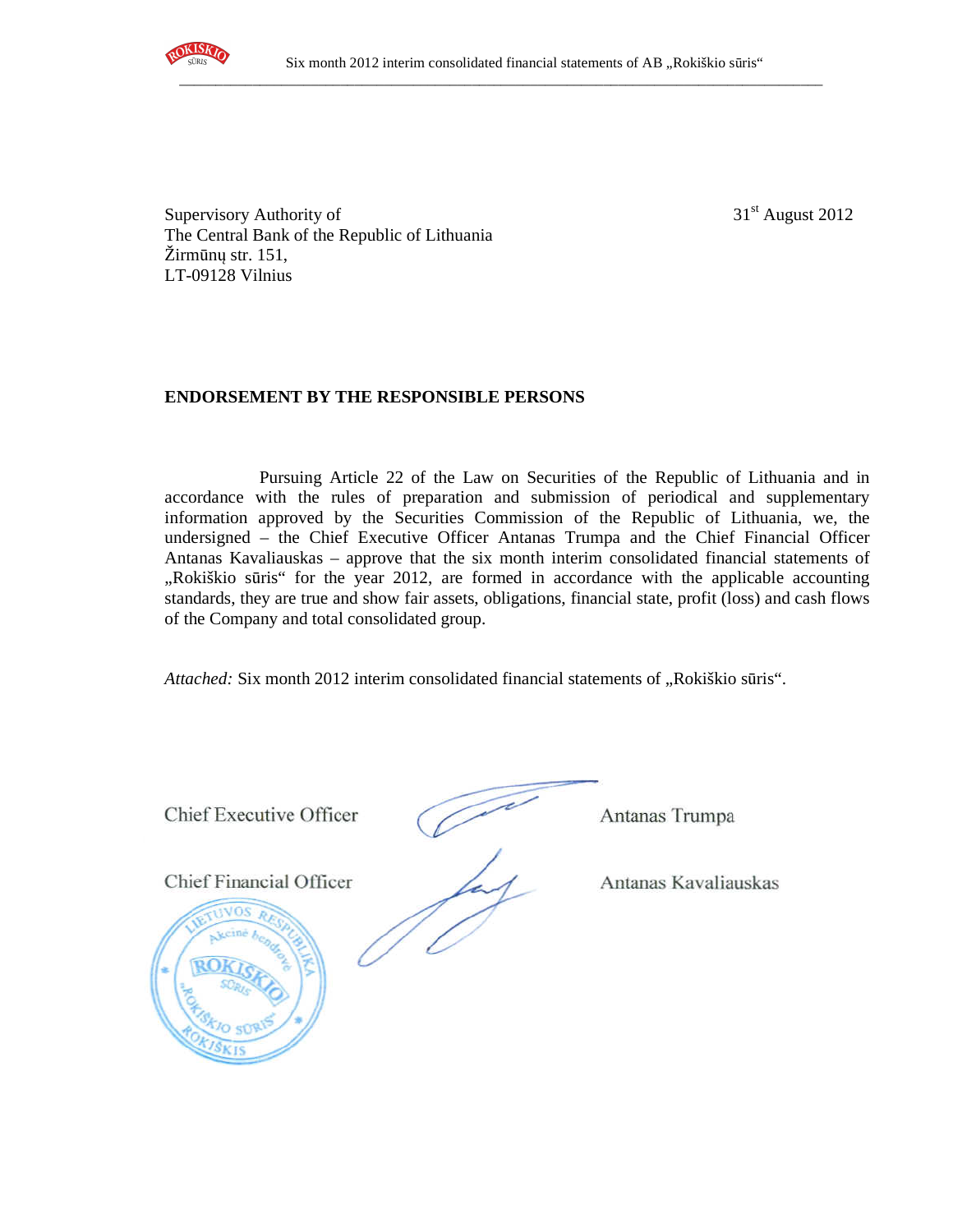Supervisory Authority of
The Central Bank of the Republic of Lithuania
Žirmūnų str. 151,
LT-09128 Vilnius

31st August 2012

**ENDORSEMENT BY THE RESPONSIBLE PERSONS**

Pursuing Article 22 of the Law on Securities of the Republic of Lithuania and in accordance with the rules of preparation and submission of periodical and supplementary information approved by the Securities Commission of the Republic of Lithuania, we, the undersigned – the Chief Executive Officer Antanas Trumpa and the Chief Financial Officer Antanas Kavaliauskas – approve that the six month interim consolidated financial statements of „Rokiškio sūris" for the year 2012, are formed in accordance with the applicable accounting standards, they are true and show fair assets, obligations, financial state, profit (loss) and cash flows of the Company and total consolidated group.

*Attached:* Six month 2012 interim consolidated financial statements of „Rokiškio sūris".

Chief Executive Officer Antanas Trumpa

Chief Financial Officer Antanas Kavaliauskas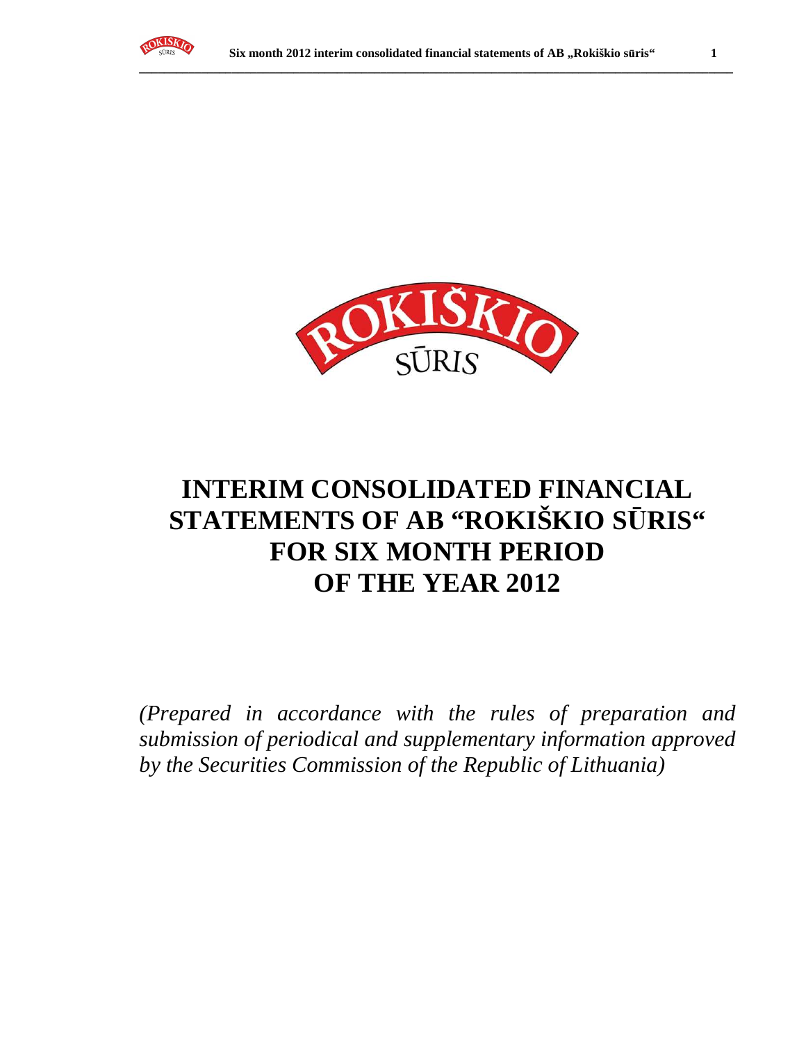# INTERIM CONSOLIDATED FINANCIAL STATEMENTS OF AB "ROKIŠKIO SŪRIS" FOR SIX MONTH PERIOD OF THE YEAR 2012

*(Prepared in accordance with the rules of preparation and submission of periodical and supplementary information approved by the Securities Commission of the Republic of Lithuania)*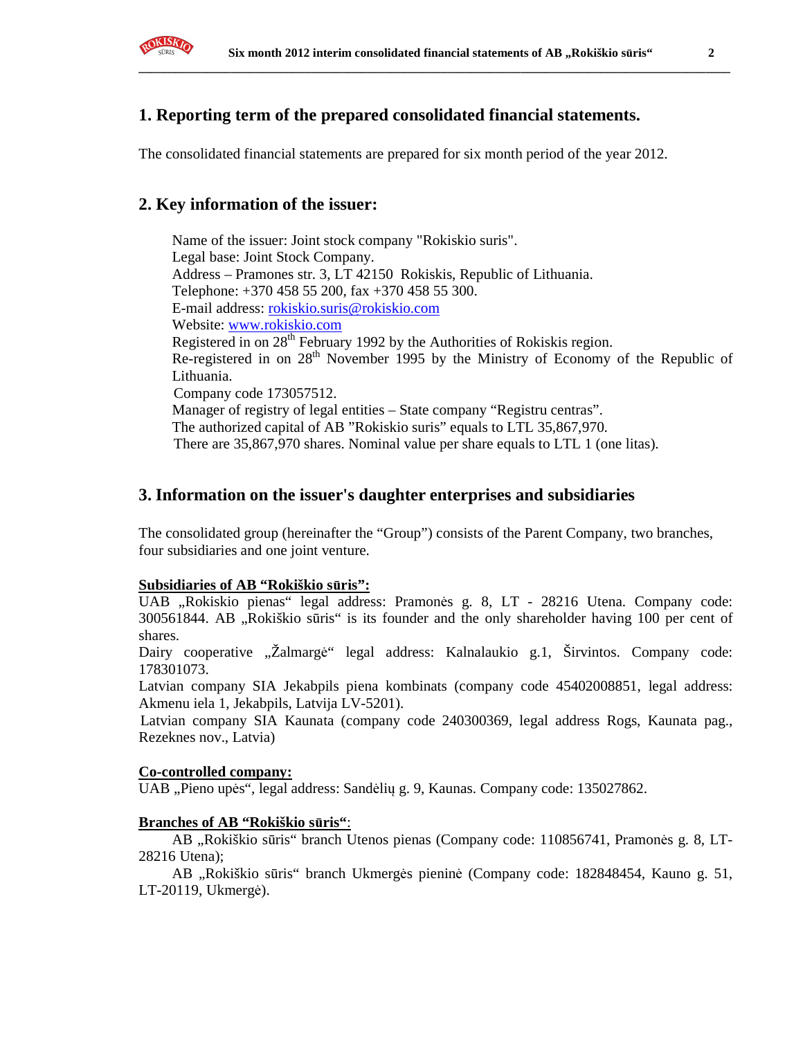## 1. Reporting term of the prepared consolidated financial statements.

The consolidated financial statements are prepared for six month period of the year 2012.

## 2. Key information of the issuer:

Name of the issuer: Joint stock company "Rokiskio suris".
Legal base: Joint Stock Company.
Address – Pramones str. 3, LT 42150 Rokiskis, Republic of Lithuania.
Telephone: +370 458 55 200, fax +370 458 55 300.
E-mail address: rokiskio.suris@rokiskio.com
Website: www.rokiskio.com
Registered in on 28th February 1992 by the Authorities of Rokiskis region.
Re-registered in on 28th November 1995 by the Ministry of Economy of the Republic of Lithuania.
Company code 173057512.
Manager of registry of legal entities – State company "Registru centras".
The authorized capital of AB "Rokiskio suris" equals to LTL 35,867,970.
There are 35,867,970 shares. Nominal value per share equals to LTL 1 (one litas).

## 3. Information on the issuer's daughter enterprises and subsidiaries

The consolidated group (hereinafter the "Group") consists of the Parent Company, two branches, four subsidiaries and one joint venture.

**Subsidiaries of AB "Rokiškio sūris":**
UAB „Rokiskio pienas" legal address: Pramonės g. 8, LT - 28216 Utena. Company code: 300561844. AB „Rokiškio sūris" is its founder and the only shareholder having 100 per cent of shares.
Dairy cooperative „Žalmargė" legal address: Kalnalaukio g.1, Širvintos. Company code: 178301073.
Latvian company SIA Jekabpils piena kombinats (company code 45402008851, legal address: Akmenu iela 1, Jekabpils, Latvija LV-5201).
Latvian company SIA Kaunata (company code 240300369, legal address Rogs, Kaunata pag., Rezeknes nov., Latvia)

**Co-controlled company:**
UAB „Pieno upės", legal address: Sandėlių g. 9, Kaunas. Company code: 135027862.

**Branches of AB "Rokiškio sūris"**:
AB „Rokiškio sūris" branch Utenos pienas (Company code: 110856741, Pramonės g. 8, LT-28216 Utena);
AB „Rokiškio sūris" branch Ukmergės pieninė (Company code: 182848454, Kauno g. 51, LT-20119, Ukmergė).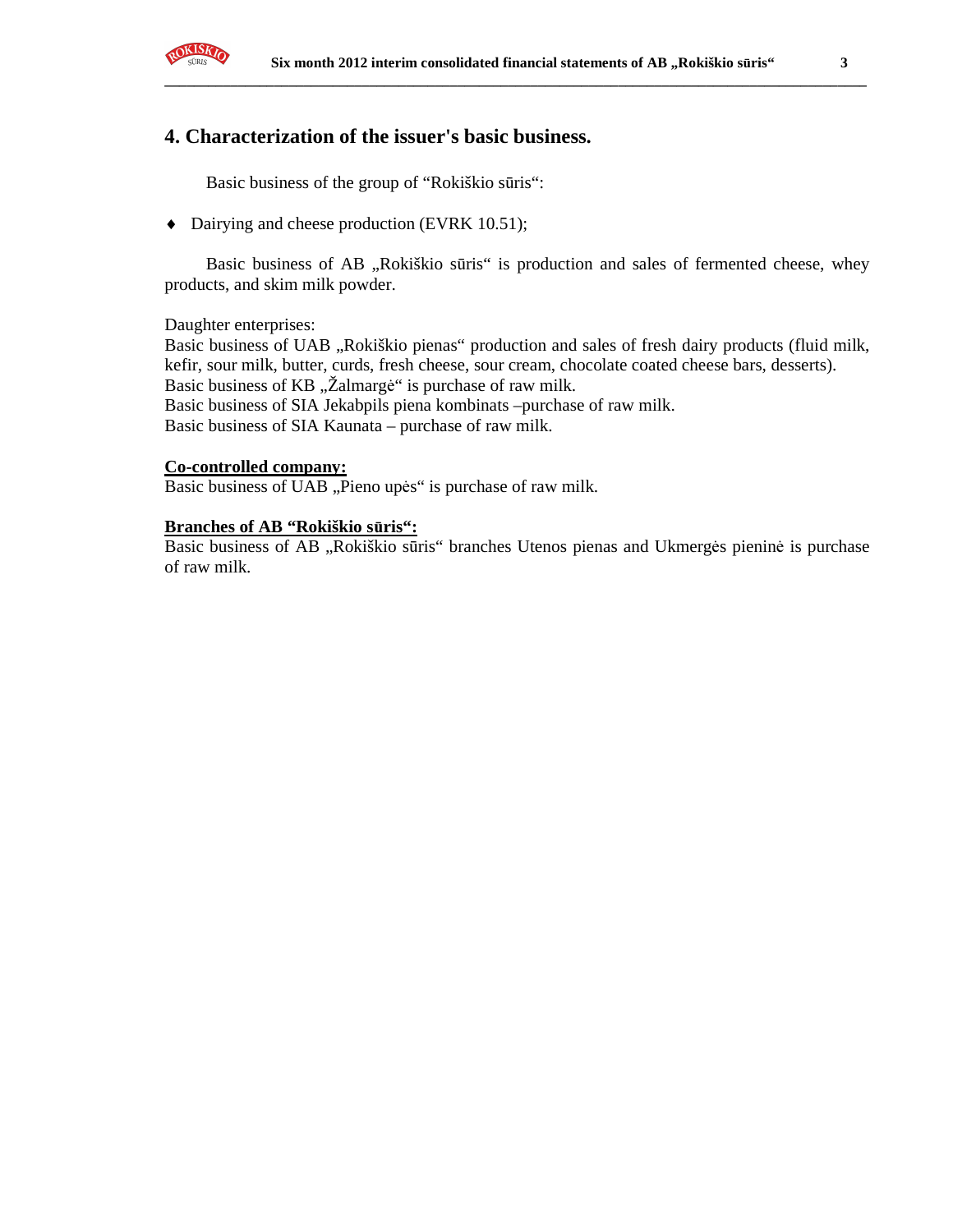## 4. Characterization of the issuer's basic business.

Basic business of the group of "Rokiškio sūris":

- Dairying and cheese production (EVRK 10.51);

Basic business of AB „Rokiškio sūris" is production and sales of fermented cheese, whey products, and skim milk powder.

Daughter enterprises:
Basic business of UAB „Rokiškio pienas" production and sales of fresh dairy products (fluid milk, kefir, sour milk, butter, curds, fresh cheese, sour cream, chocolate coated cheese bars, desserts).
Basic business of KB „Žalmargė" is purchase of raw milk.
Basic business of SIA Jekabpils piena kombinats –purchase of raw milk.
Basic business of SIA Kaunata – purchase of raw milk.

**Co-controlled company:**
Basic business of UAB „Pieno upės" is purchase of raw milk.

**Branches of AB "Rokiškio sūris":**
Basic business of AB „Rokiškio sūris" branches Utenos pienas and Ukmergės pieninė is purchase of raw milk.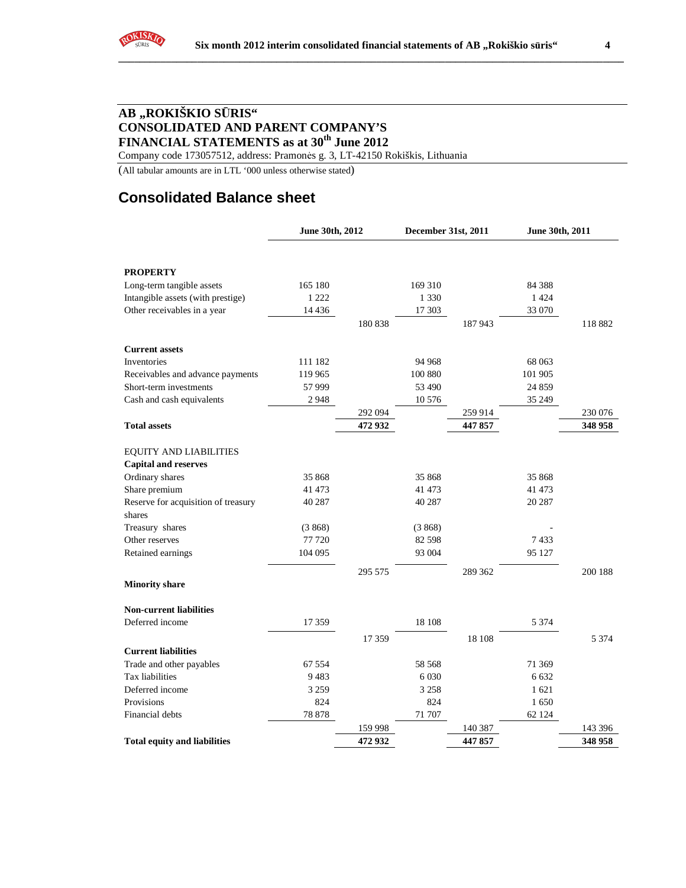# AB „ROKIŠKIO SŪRIS“
# CONSOLIDATED AND PARENT COMPANY'S FINANCIAL STATEMENTS as at 30th June 2012

Company code 173057512, address: Pramonės g. 3, LT-42150 Rokiškis, Lithuania

(All tabular amounts are in LTL '000 unless otherwise stated)

## Consolidated Balance sheet

| | June 30th, 2012 | | December 31st, 2011 | | June 30th, 2011 | |
|---|---|---|---|---|---|---|
| **PROPERTY** | | | | | | |
| Long-term tangible assets | 165 180 | | 169 310 | | 84 388 | |
| Intangible assets (with prestige) | 1 222 | | 1 330 | | 1 424 | |
| Other receivables in a year | 14 436 | | 17 303 | | 33 070 | |
| | | 180 838 | | 187 943 | | 118 882 |
| **Current assets** | | | | | | |
| Inventories | 111 182 | | 94 968 | | 68 063 | |
| Receivables and advance payments | 119 965 | | 100 880 | | 101 905 | |
| Short-term investments | 57 999 | | 53 490 | | 24 859 | |
| Cash and cash equivalents | 2 948 | | 10 576 | | 35 249 | |
| | | 292 094 | | 259 914 | | 230 076 |
| **Total assets** | | **472 932** | | **447 857** | | **348 958** |
| EQUITY AND LIABILITIES | | | | | | |
| **Capital and reserves** | | | | | | |
| Ordinary shares | 35 868 | | 35 868 | | 35 868 | |
| Share premium | 41 473 | | 41 473 | | 41 473 | |
| Reserve for acquisition of treasury shares | 40 287 | | 40 287 | | 20 287 | |
| Treasury shares | (3 868) | | (3 868) | | - | |
| Other reserves | 77 720 | | 82 598 | | 7 433 | |
| Retained earnings | 104 095 | | 93 004 | | 95 127 | |
| | | 295 575 | | 289 362 | | 200 188 |
| **Minority share** | | | | | | |
| **Non-current liabilities** | | | | | | |
| Deferred income | 17 359 | | 18 108 | | 5 374 | |
| | | 17 359 | | 18 108 | | 5 374 |
| **Current liabilities** | | | | | | |
| Trade and other payables | 67 554 | | 58 568 | | 71 369 | |
| Tax liabilities | 9 483 | | 6 030 | | 6 632 | |
| Deferred income | 3 259 | | 3 258 | | 1 621 | |
| Provisions | 824 | | 824 | | 1 650 | |
| Financial debts | 78 878 | | 71 707 | | 62 124 | |
| | | 159 998 | | 140 387 | | 143 396 |
| **Total equity and liabilities** | | **472 932** | | **447 857** | | **348 958** |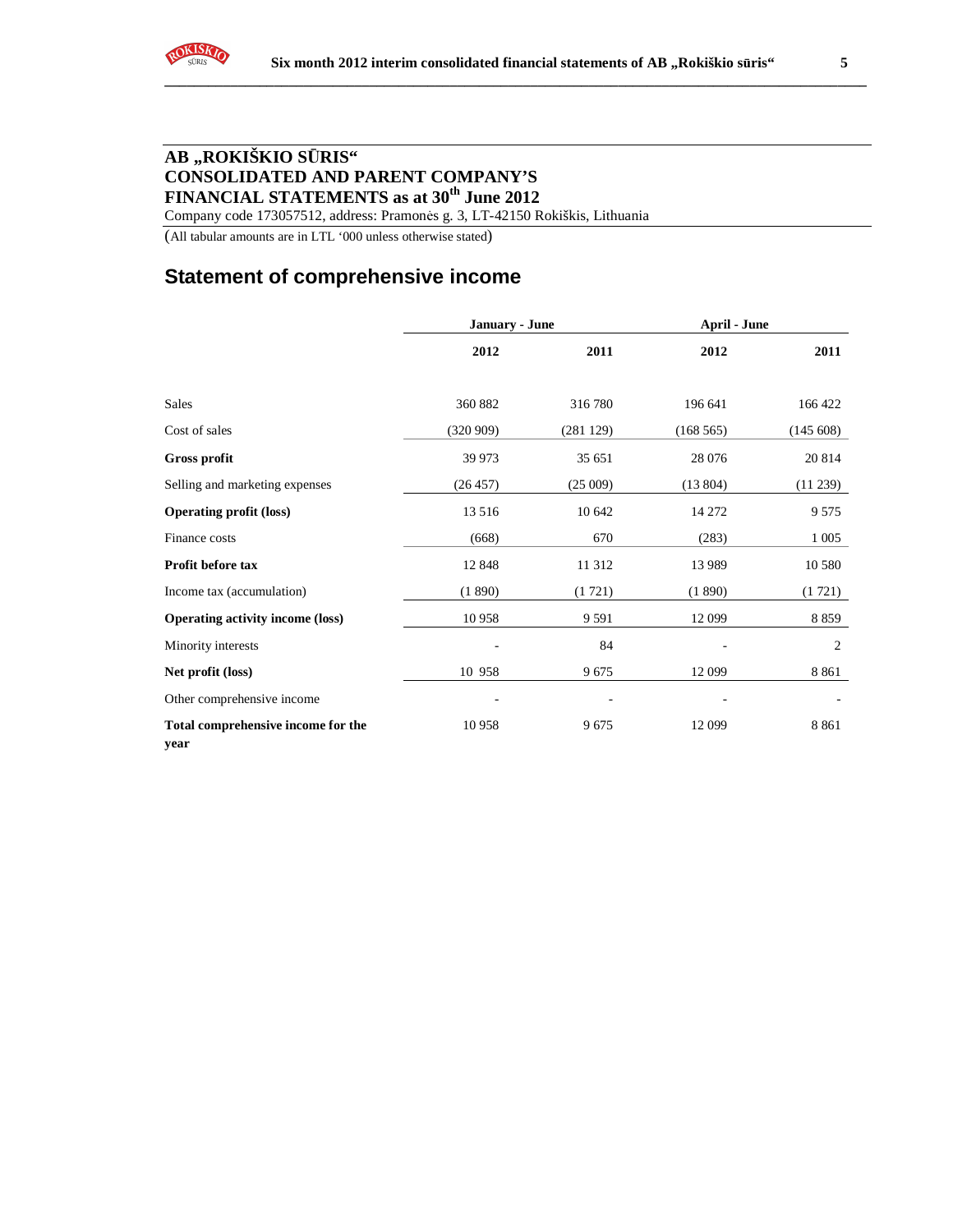**AB „ROKIŠKIO SŪRIS“**
**CONSOLIDATED AND PARENT COMPANY'S**
**FINANCIAL STATEMENTS as at 30th June 2012**

Company code 173057512, address: Pramonės g. 3, LT-42150 Rokiškis, Lithuania

(All tabular amounts are in LTL '000 unless otherwise stated)

# Statement of comprehensive income

| | January - June | | April - June | |
|---|---|---|---|---|
| | **2012** | **2011** | **2012** | **2011** |
| Sales | 360 882 | 316 780 | 196 641 | 166 422 |
| Cost of sales | (320 909) | (281 129) | (168 565) | (145 608) |
| **Gross profit** | 39 973 | 35 651 | 28 076 | 20 814 |
| Selling and marketing expenses | (26 457) | (25 009) | (13 804) | (11 239) |
| **Operating profit (loss)** | 13 516 | 10 642 | 14 272 | 9 575 |
| Finance costs | (668) | 670 | (283) | 1 005 |
| **Profit before tax** | 12 848 | 11 312 | 13 989 | 10 580 |
| Income tax (accumulation) | (1 890) | (1 721) | (1 890) | (1 721) |
| **Operating activity income (loss)** | 10 958 | 9 591 | 12 099 | 8 859 |
| Minority interests | - | 84 | - | 2 |
| **Net profit (loss)** | 10 958 | 9 675 | 12 099 | 8 861 |
| Other comprehensive income | - | - | - | - |
| **Total comprehensive income for the year** | 10 958 | 9 675 | 12 099 | 8 861 |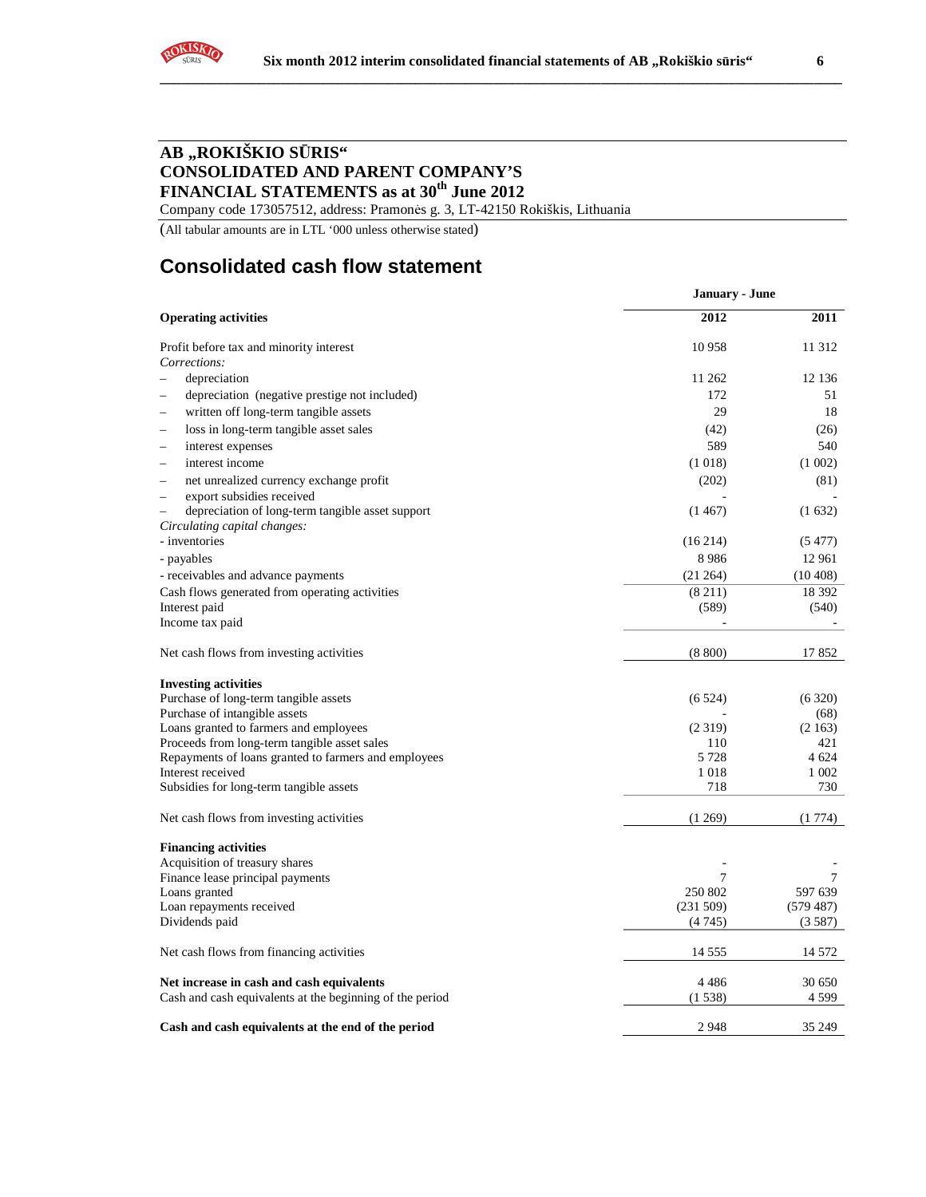# AB „ROKIŠKIO SŪRIS“
# CONSOLIDATED AND PARENT COMPANY'S FINANCIAL STATEMENTS as at 30th June 2012

Company code 173057512, address: Pramonės g. 3, LT-42150 Rokiškis, Lithuania

(All tabular amounts are in LTL '000 unless otherwise stated)

## Consolidated cash flow statement

| | January - June | |
|---|---|---|
| **Operating activities** | **2012** | **2011** |
| Profit before tax and minority interest | 10 958 | 11 312 |
| *Corrections:* | | |
| – depreciation | 11 262 | 12 136 |
| – depreciation (negative prestige not included) | 172 | 51 |
| – written off long-term tangible assets | 29 | 18 |
| – loss in long-term tangible asset sales | (42) | (26) |
| – interest expenses | 589 | 540 |
| – interest income | (1 018) | (1 002) |
| – net unrealized currency exchange profit | (202) | (81) |
| – export subsidies received | - | - |
| – depreciation of long-term tangible asset support | (1 467) | (1 632) |
| *Circulating capital changes:* | | |
| - inventories | (16 214) | (5 477) |
| - payables | 8 986 | 12 961 |
| - receivables and advance payments | (21 264) | (10 408) |
| Cash flows generated from operating activities | (8 211) | 18 392 |
| Interest paid | (589) | (540) |
| Income tax paid | - | - |
| Net cash flows from investing activities | (8 800) | 17 852 |
| **Investing activities** | | |
| Purchase of long-term tangible assets | (6 524) | (6 320) |
| Purchase of intangible assets | - | (68) |
| Loans granted to farmers and employees | (2 319) | (2 163) |
| Proceeds from long-term tangible asset sales | 110 | 421 |
| Repayments of loans granted to farmers and employees | 5 728 | 4 624 |
| Interest received | 1 018 | 1 002 |
| Subsidies for long-term tangible assets | 718 | 730 |
| Net cash flows from investing activities | (1 269) | (1 774) |
| **Financing activities** | | |
| Acquisition of treasury shares | - | - |
| Finance lease principal payments | 7 | 7 |
| Loans granted | 250 802 | 597 639 |
| Loan repayments received | (231 509) | (579 487) |
| Dividends paid | (4 745) | (3 587) |
| Net cash flows from financing activities | 14 555 | 14 572 |
| **Net increase in cash and cash equivalents** | 4 486 | 30 650 |
| Cash and cash equivalents at the beginning of the period | (1 538) | 4 599 |
| **Cash and cash equivalents at the end of the period** | 2 948 | 35 249 |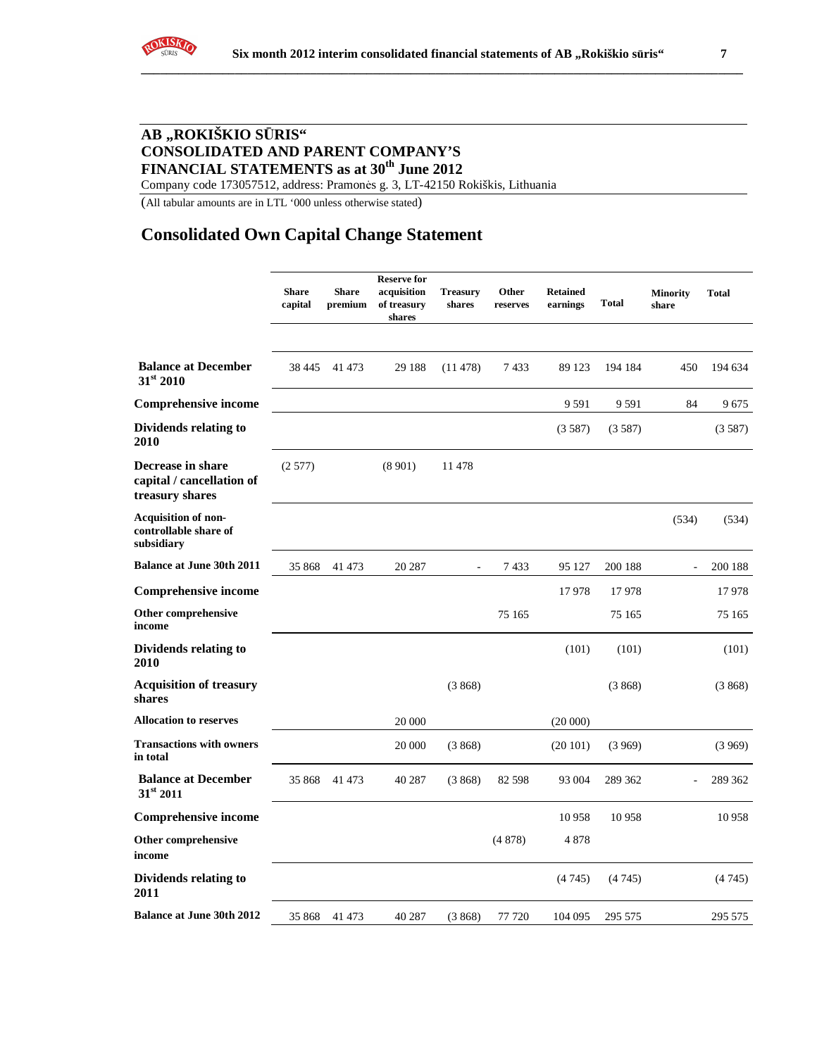## AB „ROKIŠKIO SŪRIS“
## CONSOLIDATED AND PARENT COMPANY'S
## FINANCIAL STATEMENTS as at 30th June 2012

Company code 173057512, address: Pramonės g. 3, LT-42150 Rokiškis, Lithuania

(All tabular amounts are in LTL '000 unless otherwise stated)

# Consolidated Own Capital Change Statement

| | Share capital | Share premium | Reserve for acquisition of treasury shares | Treasury shares | Other reserves | Retained earnings | Total | Minority share | Total |
|---|---|---|---|---|---|---|---|---|---|
| **Balance at December 31st 2010** | 38 445 | 41 473 | 29 188 | (11 478) | 7 433 | 89 123 | 194 184 | 450 | 194 634 |
| **Comprehensive income** | | | | | | 9 591 | 9 591 | 84 | 9 675 |
| **Dividends relating to 2010** | | | | | | (3 587) | (3 587) | | (3 587) |
| **Decrease in share capital / cancellation of treasury shares** | (2 577) | | (8 901) | 11 478 | | | | | |
| **Acquisition of non-controllable share of subsidiary** | | | | | | | | (534) | (534) |
| **Balance at June 30th 2011** | 35 868 | 41 473 | 20 287 | - | 7 433 | 95 127 | 200 188 | - | 200 188 |
| **Comprehensive income** | | | | | | 17 978 | 17 978 | | 17 978 |
| **Other comprehensive income** | | | | | 75 165 | | 75 165 | | 75 165 |
| **Dividends relating to 2010** | | | | | | (101) | (101) | | (101) |
| **Acquisition of treasury shares** | | | | (3 868) | | | (3 868) | | (3 868) |
| **Allocation to reserves** | | | 20 000 | | | (20 000) | | | |
| **Transactions with owners in total** | | | 20 000 | (3 868) | | (20 101) | (3 969) | | (3 969) |
| **Balance at December 31st 2011** | 35 868 | 41 473 | 40 287 | (3 868) | 82 598 | 93 004 | 289 362 | - | 289 362 |
| **Comprehensive income** | | | | | | 10 958 | 10 958 | | 10 958 |
| **Other comprehensive income** | | | | | (4 878) | 4 878 | | | |
| **Dividends relating to 2011** | | | | | | (4 745) | (4 745) | | (4 745) |
| **Balance at June 30th 2012** | 35 868 | 41 473 | 40 287 | (3 868) | 77 720 | 104 095 | 295 575 | | 295 575 |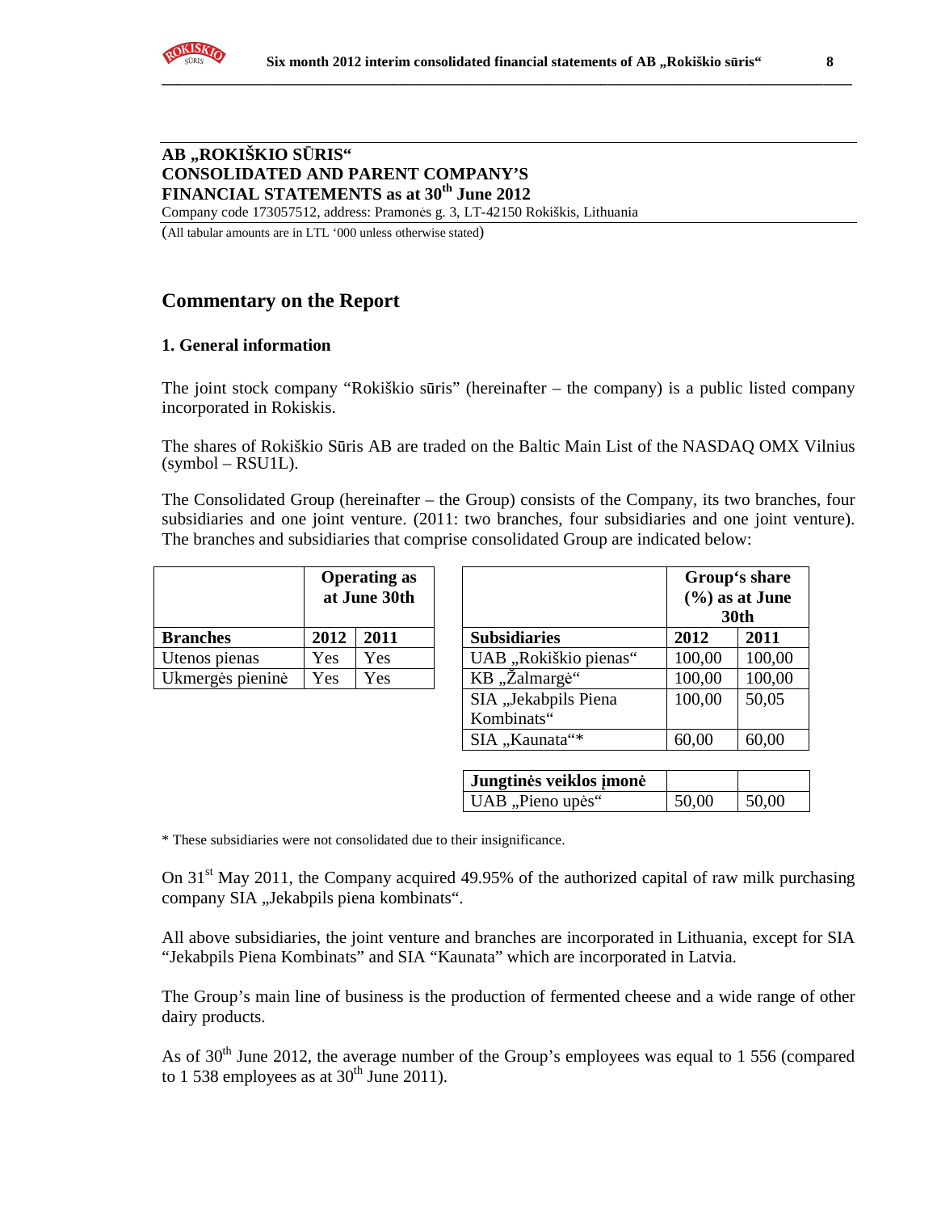**AB „ROKIŠKIO SŪRIS“**
**CONSOLIDATED AND PARENT COMPANY'S**
**FINANCIAL STATEMENTS as at 30th June 2012**

Company code 173057512, address: Pramonės g. 3, LT-42150 Rokiškis, Lithuania

(All tabular amounts are in LTL '000 unless otherwise stated)

## Commentary on the Report

### 1. General information

The joint stock company "Rokiškio sūris" (hereinafter – the company) is a public listed company incorporated in Rokiskis.

The shares of Rokiškio Sūris AB are traded on the Baltic Main List of the NASDAQ OMX Vilnius (symbol – RSU1L).

The Consolidated Group (hereinafter – the Group) consists of the Company, its two branches, four subsidiaries and one joint venture. (2011: two branches, four subsidiaries and one joint venture). The branches and subsidiaries that comprise consolidated Group are indicated below:

| | Operating as at June 30th | |
|---|---|---|
| **Branches** | **2012** | **2011** |
| Utenos pienas | Yes | Yes |
| Ukmergės pieninė | Yes | Yes |

| | Group's share (%) as at June 30th | |
|---|---|---|
| **Subsidiaries** | **2012** | **2011** |
| UAB „Rokiškio pienas“ | 100,00 | 100,00 |
| KB „Žalmargė“ | 100,00 | 100,00 |
| SIA „Jekabpils Piena Kombinats“ | 100,00 | 50,05 |
| SIA „Kaunata“* | 60,00 | 60,00 |
| **Jungtinės veiklos įmonė** | | |
| UAB „Pieno upės“ | 50,00 | 50,00 |

* These subsidiaries were not consolidated due to their insignificance.

On 31st May 2011, the Company acquired 49.95% of the authorized capital of raw milk purchasing company SIA „Jekabpils piena kombinats“.

All above subsidiaries, the joint venture and branches are incorporated in Lithuania, except for SIA "Jekabpils Piena Kombinats" and SIA "Kaunata" which are incorporated in Latvia.

The Group's main line of business is the production of fermented cheese and a wide range of other dairy products.

As of 30th June 2012, the average number of the Group's employees was equal to 1 556 (compared to 1 538 employees as at 30th June 2011).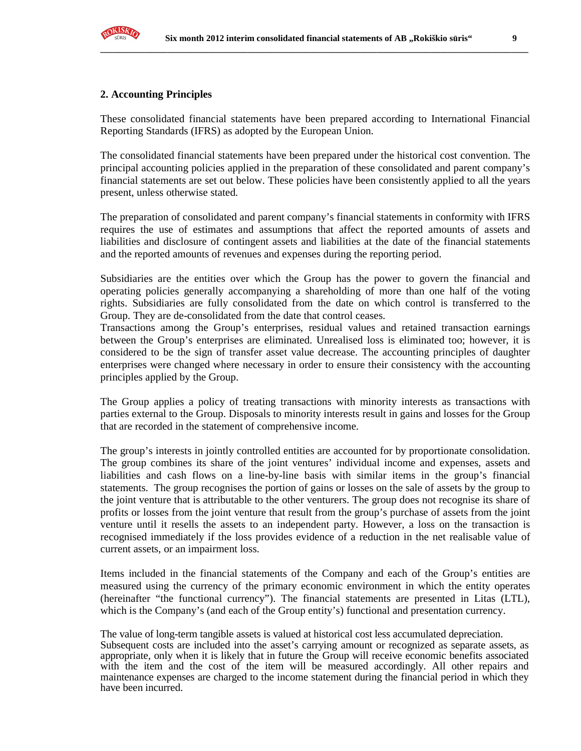## 2. Accounting Principles

These consolidated financial statements have been prepared according to International Financial Reporting Standards (IFRS) as adopted by the European Union.

The consolidated financial statements have been prepared under the historical cost convention. The principal accounting policies applied in the preparation of these consolidated and parent company's financial statements are set out below. These policies have been consistently applied to all the years present, unless otherwise stated.

The preparation of consolidated and parent company's financial statements in conformity with IFRS requires the use of estimates and assumptions that affect the reported amounts of assets and liabilities and disclosure of contingent assets and liabilities at the date of the financial statements and the reported amounts of revenues and expenses during the reporting period.

Subsidiaries are the entities over which the Group has the power to govern the financial and operating policies generally accompanying a shareholding of more than one half of the voting rights. Subsidiaries are fully consolidated from the date on which control is transferred to the Group. They are de-consolidated from the date that control ceases.
Transactions among the Group's enterprises, residual values and retained transaction earnings between the Group's enterprises are eliminated. Unrealised loss is eliminated too; however, it is considered to be the sign of transfer asset value decrease. The accounting principles of daughter enterprises were changed where necessary in order to ensure their consistency with the accounting principles applied by the Group.

The Group applies a policy of treating transactions with minority interests as transactions with parties external to the Group. Disposals to minority interests result in gains and losses for the Group that are recorded in the statement of comprehensive income.

The group's interests in jointly controlled entities are accounted for by proportionate consolidation. The group combines its share of the joint ventures' individual income and expenses, assets and liabilities and cash flows on a line-by-line basis with similar items in the group's financial statements. The group recognises the portion of gains or losses on the sale of assets by the group to the joint venture that is attributable to the other venturers. The group does not recognise its share of profits or losses from the joint venture that result from the group's purchase of assets from the joint venture until it resells the assets to an independent party. However, a loss on the transaction is recognised immediately if the loss provides evidence of a reduction in the net realisable value of current assets, or an impairment loss.

Items included in the financial statements of the Company and each of the Group's entities are measured using the currency of the primary economic environment in which the entity operates (hereinafter "the functional currency"). The financial statements are presented in Litas (LTL), which is the Company's (and each of the Group entity's) functional and presentation currency.

The value of long-term tangible assets is valued at historical cost less accumulated depreciation.
Subsequent costs are included into the asset's carrying amount or recognized as separate assets, as appropriate, only when it is likely that in future the Group will receive economic benefits associated with the item and the cost of the item will be measured accordingly. All other repairs and maintenance expenses are charged to the income statement during the financial period in which they have been incurred.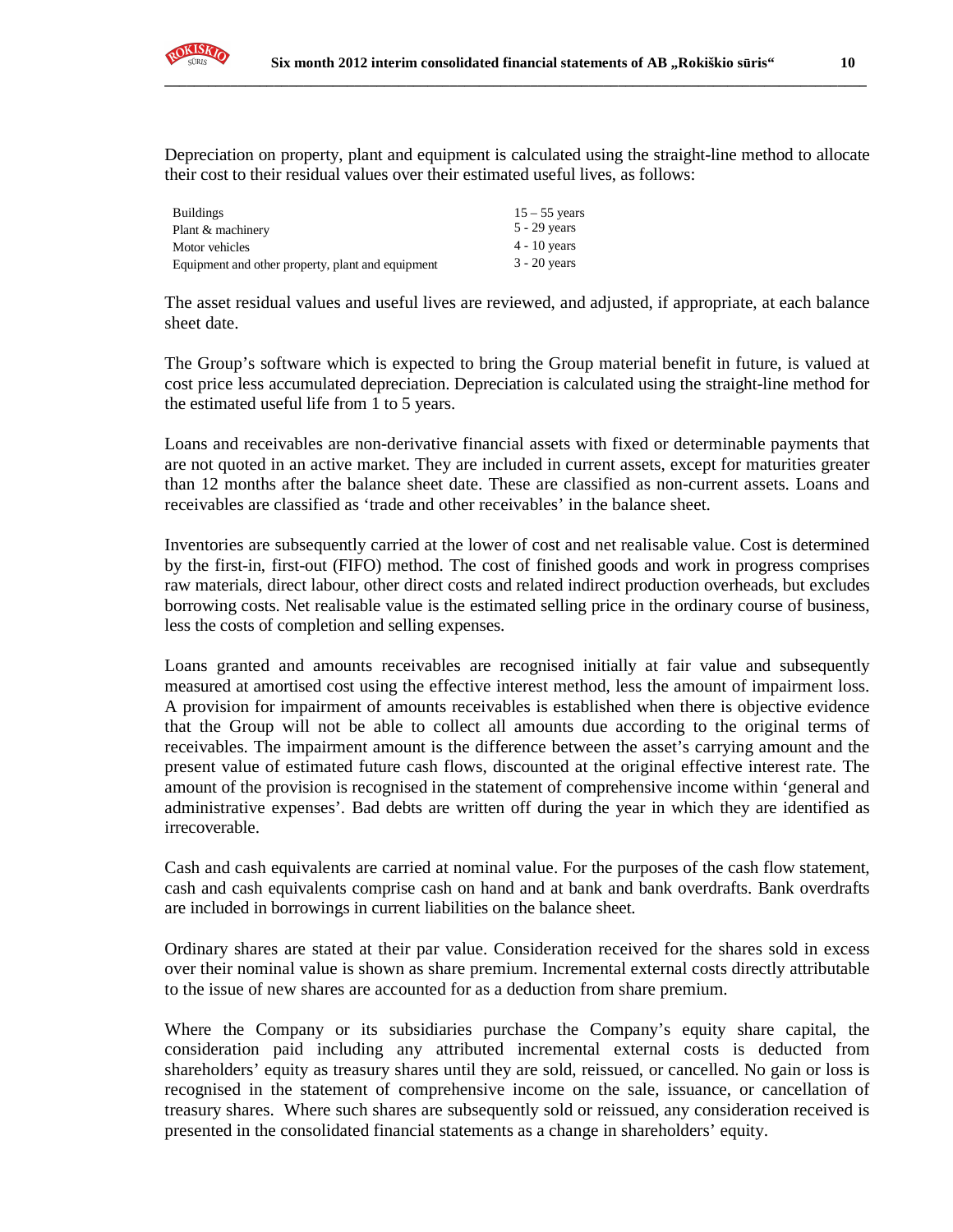Depreciation on property, plant and equipment is calculated using the straight-line method to allocate their cost to their residual values over their estimated useful lives, as follows:

| | |
|---|---|
| Buildings | 15 – 55 years |
| Plant & machinery | 5 - 29 years |
| Motor vehicles | 4 - 10 years |
| Equipment and other property, plant and equipment | 3 - 20 years |

The asset residual values and useful lives are reviewed, and adjusted, if appropriate, at each balance sheet date.

The Group's software which is expected to bring the Group material benefit in future, is valued at cost price less accumulated depreciation. Depreciation is calculated using the straight-line method for the estimated useful life from 1 to 5 years.

Loans and receivables are non-derivative financial assets with fixed or determinable payments that are not quoted in an active market. They are included in current assets, except for maturities greater than 12 months after the balance sheet date. These are classified as non-current assets. Loans and receivables are classified as 'trade and other receivables' in the balance sheet.

Inventories are subsequently carried at the lower of cost and net realisable value. Cost is determined by the first-in, first-out (FIFO) method. The cost of finished goods and work in progress comprises raw materials, direct labour, other direct costs and related indirect production overheads, but excludes borrowing costs. Net realisable value is the estimated selling price in the ordinary course of business, less the costs of completion and selling expenses.

Loans granted and amounts receivables are recognised initially at fair value and subsequently measured at amortised cost using the effective interest method, less the amount of impairment loss. A provision for impairment of amounts receivables is established when there is objective evidence that the Group will not be able to collect all amounts due according to the original terms of receivables. The impairment amount is the difference between the asset's carrying amount and the present value of estimated future cash flows, discounted at the original effective interest rate. The amount of the provision is recognised in the statement of comprehensive income within 'general and administrative expenses'. Bad debts are written off during the year in which they are identified as irrecoverable.

Cash and cash equivalents are carried at nominal value. For the purposes of the cash flow statement, cash and cash equivalents comprise cash on hand and at bank and bank overdrafts. Bank overdrafts are included in borrowings in current liabilities on the balance sheet.

Ordinary shares are stated at their par value. Consideration received for the shares sold in excess over their nominal value is shown as share premium. Incremental external costs directly attributable to the issue of new shares are accounted for as a deduction from share premium.

Where the Company or its subsidiaries purchase the Company's equity share capital, the consideration paid including any attributed incremental external costs is deducted from shareholders' equity as treasury shares until they are sold, reissued, or cancelled. No gain or loss is recognised in the statement of comprehensive income on the sale, issuance, or cancellation of treasury shares. Where such shares are subsequently sold or reissued, any consideration received is presented in the consolidated financial statements as a change in shareholders' equity.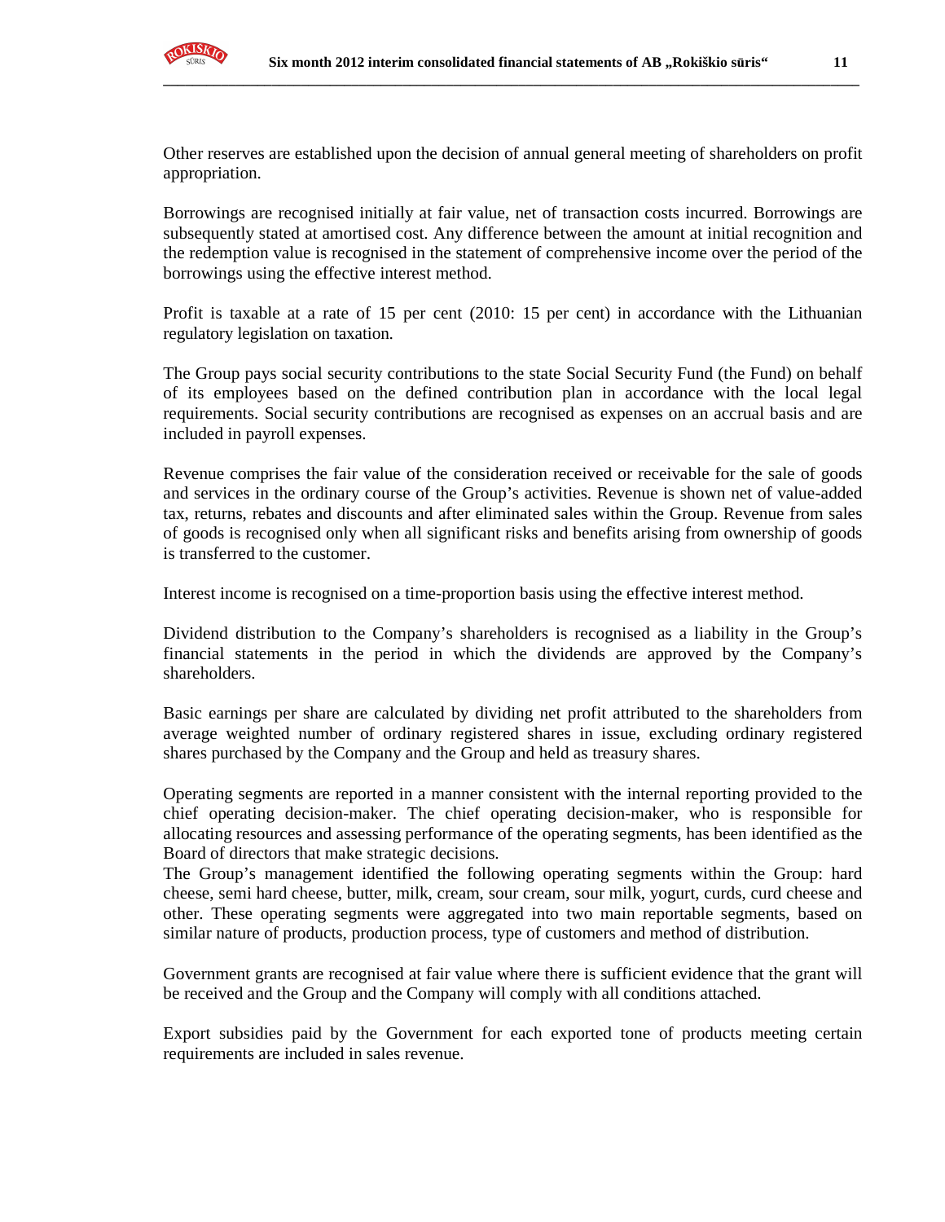Other reserves are established upon the decision of annual general meeting of shareholders on profit appropriation.

Borrowings are recognised initially at fair value, net of transaction costs incurred. Borrowings are subsequently stated at amortised cost. Any difference between the amount at initial recognition and the redemption value is recognised in the statement of comprehensive income over the period of the borrowings using the effective interest method.

Profit is taxable at a rate of 15 per cent (2010: 15 per cent) in accordance with the Lithuanian regulatory legislation on taxation.

The Group pays social security contributions to the state Social Security Fund (the Fund) on behalf of its employees based on the defined contribution plan in accordance with the local legal requirements. Social security contributions are recognised as expenses on an accrual basis and are included in payroll expenses.

Revenue comprises the fair value of the consideration received or receivable for the sale of goods and services in the ordinary course of the Group's activities. Revenue is shown net of value-added tax, returns, rebates and discounts and after eliminated sales within the Group. Revenue from sales of goods is recognised only when all significant risks and benefits arising from ownership of goods is transferred to the customer.

Interest income is recognised on a time-proportion basis using the effective interest method.

Dividend distribution to the Company's shareholders is recognised as a liability in the Group's financial statements in the period in which the dividends are approved by the Company's shareholders.

Basic earnings per share are calculated by dividing net profit attributed to the shareholders from average weighted number of ordinary registered shares in issue, excluding ordinary registered shares purchased by the Company and the Group and held as treasury shares.

Operating segments are reported in a manner consistent with the internal reporting provided to the chief operating decision-maker. The chief operating decision-maker, who is responsible for allocating resources and assessing performance of the operating segments, has been identified as the Board of directors that make strategic decisions.
The Group's management identified the following operating segments within the Group: hard cheese, semi hard cheese, butter, milk, cream, sour cream, sour milk, yogurt, curds, curd cheese and other. These operating segments were aggregated into two main reportable segments, based on similar nature of products, production process, type of customers and method of distribution.

Government grants are recognised at fair value where there is sufficient evidence that the grant will be received and the Group and the Company will comply with all conditions attached.

Export subsidies paid by the Government for each exported tone of products meeting certain requirements are included in sales revenue.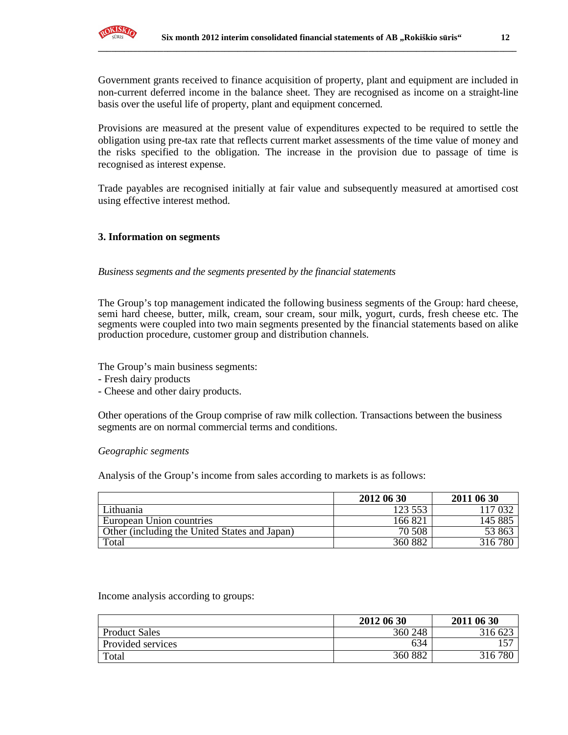Government grants received to finance acquisition of property, plant and equipment are included in non-current deferred income in the balance sheet. They are recognised as income on a straight-line basis over the useful life of property, plant and equipment concerned.

Provisions are measured at the present value of expenditures expected to be required to settle the obligation using pre-tax rate that reflects current market assessments of the time value of money and the risks specified to the obligation. The increase in the provision due to passage of time is recognised as interest expense.

Trade payables are recognised initially at fair value and subsequently measured at amortised cost using effective interest method.

## 3. Information on segments

*Business segments and the segments presented by the financial statements*

The Group's top management indicated the following business segments of the Group: hard cheese, semi hard cheese, butter, milk, cream, sour cream, sour milk, yogurt, curds, fresh cheese etc. The segments were coupled into two main segments presented by the financial statements based on alike production procedure, customer group and distribution channels.

The Group's main business segments:
- Fresh dairy products
- Cheese and other dairy products.

Other operations of the Group comprise of raw milk collection. Transactions between the business segments are on normal commercial terms and conditions.

*Geographic segments*

Analysis of the Group's income from sales according to markets is as follows:

| | 2012 06 30 | 2011 06 30 |
|---|---|---|
| Lithuania | 123 553 | 117 032 |
| European Union countries | 166 821 | 145 885 |
| Other (including the United States and Japan) | 70 508 | 53 863 |
| Total | 360 882 | 316 780 |

Income analysis according to groups:

| | 2012 06 30 | 2011 06 30 |
|---|---|---|
| Product Sales | 360 248 | 316 623 |
| Provided services | 634 | 157 |
| Total | 360 882 | 316 780 |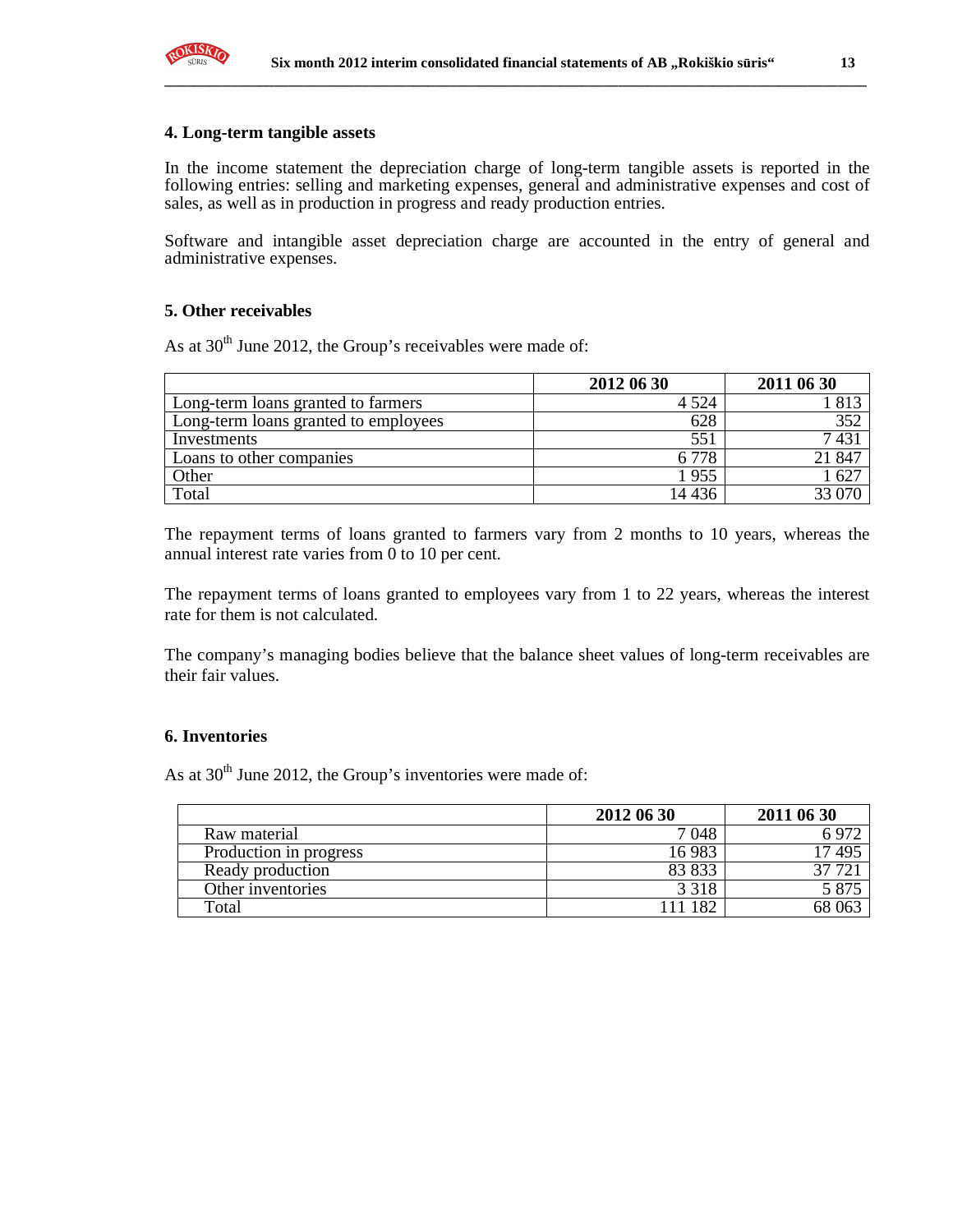## 4. Long-term tangible assets

In the income statement the depreciation charge of long-term tangible assets is reported in the following entries: selling and marketing expenses, general and administrative expenses and cost of sales, as well as in production in progress and ready production entries.

Software and intangible asset depreciation charge are accounted in the entry of general and administrative expenses.

## 5. Other receivables

As at 30th June 2012, the Group's receivables were made of:

| | 2012 06 30 | 2011 06 30 |
|---|---|---|
| Long-term loans granted to farmers | 4 524 | 1 813 |
| Long-term loans granted to employees | 628 | 352 |
| Investments | 551 | 7 431 |
| Loans to other companies | 6 778 | 21 847 |
| Other | 1 955 | 1 627 |
| Total | 14 436 | 33 070 |

The repayment terms of loans granted to farmers vary from 2 months to 10 years, whereas the annual interest rate varies from 0 to 10 per cent.

The repayment terms of loans granted to employees vary from 1 to 22 years, whereas the interest rate for them is not calculated.

The company's managing bodies believe that the balance sheet values of long-term receivables are their fair values.

## 6. Inventories

As at 30th June 2012, the Group's inventories were made of:

| | 2012 06 30 | 2011 06 30 |
|---|---|---|
| Raw material | 7 048 | 6 972 |
| Production in progress | 16 983 | 17 495 |
| Ready production | 83 833 | 37 721 |
| Other inventories | 3 318 | 5 875 |
| Total | 111 182 | 68 063 |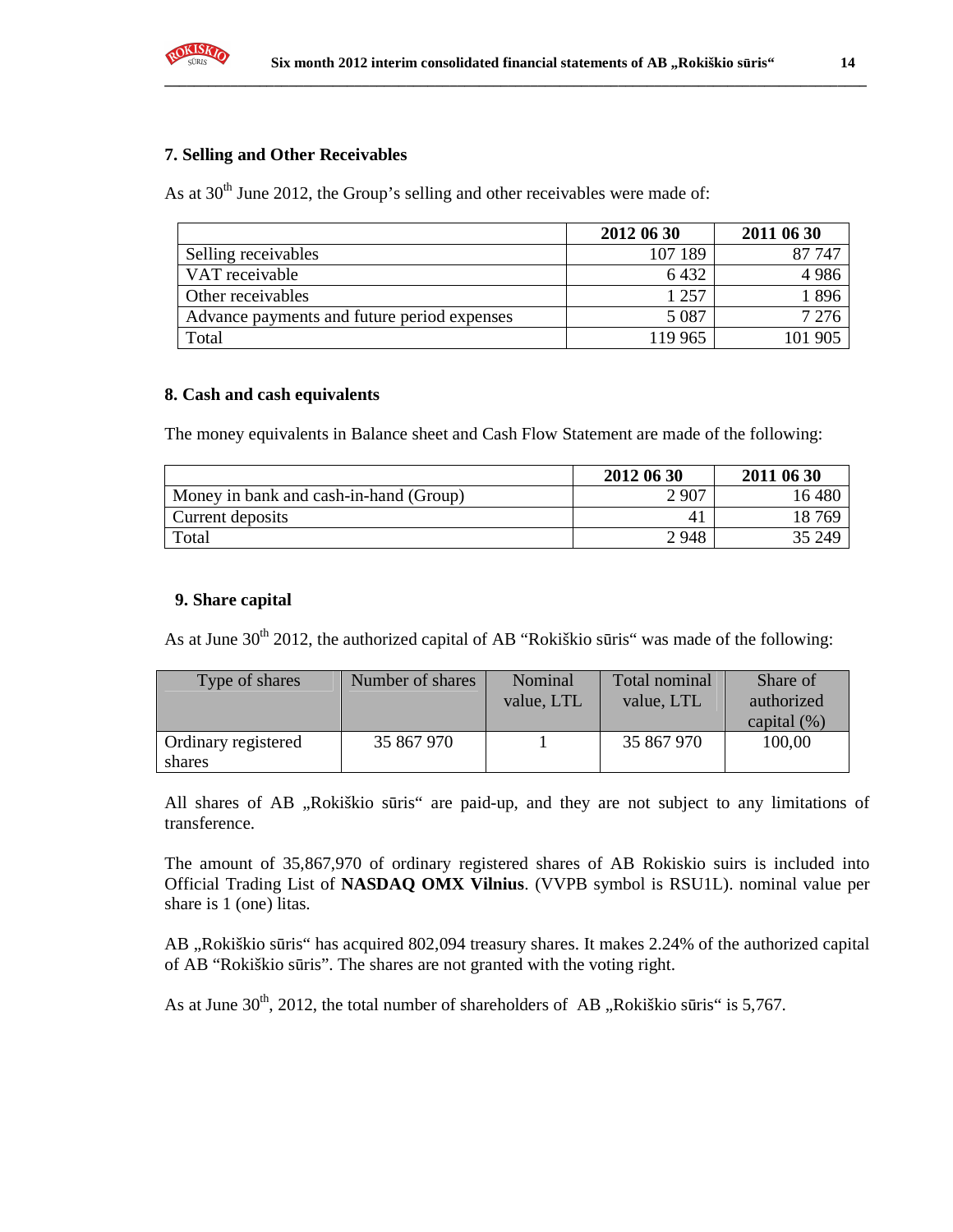## 7. Selling and Other Receivables

As at 30th June 2012, the Group's selling and other receivables were made of:

| | 2012 06 30 | 2011 06 30 |
|---|---|---|
| Selling receivables | 107 189 | 87 747 |
| VAT receivable | 6 432 | 4 986 |
| Other receivables | 1 257 | 1 896 |
| Advance payments and future period expenses | 5 087 | 7 276 |
| Total | 119 965 | 101 905 |

## 8. Cash and cash equivalents

The money equivalents in Balance sheet and Cash Flow Statement are made of the following:

| | 2012 06 30 | 2011 06 30 |
|---|---|---|
| Money in bank and cash-in-hand (Group) | 2 907 | 16 480 |
| Current deposits | 41 | 18 769 |
| Total | 2 948 | 35 249 |

## 9. Share capital

As at June 30th 2012, the authorized capital of AB "Rokiškio sūris" was made of the following:

| Type of shares | Number of shares | Nominal value, LTL | Total nominal value, LTL | Share of authorized capital (%) |
|---|---|---|---|---|
| Ordinary registered shares | 35 867 970 | 1 | 35 867 970 | 100,00 |

All shares of AB „Rokiškio sūris" are paid-up, and they are not subject to any limitations of transference.

The amount of 35,867,970 of ordinary registered shares of AB Rokiskio suirs is included into Official Trading List of **NASDAQ OMX Vilnius**. (VVPB symbol is RSU1L). nominal value per share is 1 (one) litas.

AB „Rokiškio sūris" has acquired 802,094 treasury shares. It makes 2.24% of the authorized capital of AB "Rokiškio sūris". The shares are not granted with the voting right.

As at June 30th, 2012, the total number of shareholders of AB „Rokiškio sūris" is 5,767.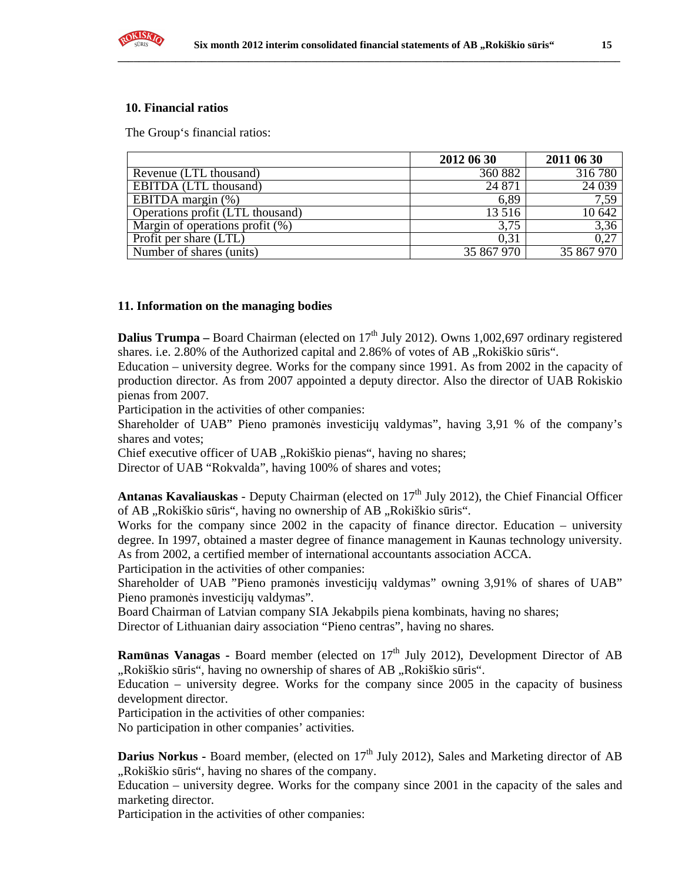## 10. Financial ratios

The Group‘s financial ratios:

| | 2012 06 30 | 2011 06 30 |
|---|---|---|
| Revenue (LTL thousand) | 360 882 | 316 780 |
| EBITDA (LTL thousand) | 24 871 | 24 039 |
| EBITDA margin (%) | 6,89 | 7,59 |
| Operations profit (LTL thousand) | 13 516 | 10 642 |
| Margin of operations profit (%) | 3,75 | 3,36 |
| Profit per share (LTL) | 0,31 | 0,27 |
| Number of shares (units) | 35 867 970 | 35 867 970 |

## 11. Information on the managing bodies

**Dalius Trumpa –** Board Chairman (elected on 17th July 2012). Owns 1,002,697 ordinary registered shares. i.e. 2.80% of the Authorized capital and 2.86% of votes of AB „Rokiškio sūris“.
Education – university degree. Works for the company since 1991. As from 2002 in the capacity of production director. As from 2007 appointed a deputy director. Also the director of UAB Rokiskio pienas from 2007.
Participation in the activities of other companies:
Shareholder of UAB” Pieno pramonės investicijų valdymas”, having 3,91 % of the company’s shares and votes;
Chief executive officer of UAB „Rokiškio pienas“, having no shares;
Director of UAB “Rokvalda”, having 100% of shares and votes;

**Antanas Kavaliauskas** - Deputy Chairman (elected on 17th July 2012), the Chief Financial Officer of AB „Rokiškio sūris“, having no ownership of AB „Rokiškio sūris“.
Works for the company since 2002 in the capacity of finance director. Education – university degree. In 1997, obtained a master degree of finance management in Kaunas technology university. As from 2002, a certified member of international accountants association ACCA.
Participation in the activities of other companies:
Shareholder of UAB ”Pieno pramonės investicijų valdymas” owning 3,91% of shares of UAB” Pieno pramonės investicijų valdymas”.
Board Chairman of Latvian company SIA Jekabpils piena kombinats, having no shares;
Director of Lithuanian dairy association “Pieno centras”, having no shares.

**Ramūnas Vanagas** - Board member (elected on 17th July 2012), Development Director of AB „Rokiškio sūris“, having no ownership of shares of AB „Rokiškio sūris“.
Education – university degree. Works for the company since 2005 in the capacity of business development director.
Participation in the activities of other companies:
No participation in other companies’ activities.

**Darius Norkus** - Board member, (elected on 17th July 2012), Sales and Marketing director of AB „Rokiškio sūris“, having no shares of the company.
Education – university degree. Works for the company since 2001 in the capacity of the sales and marketing director.
Participation in the activities of other companies: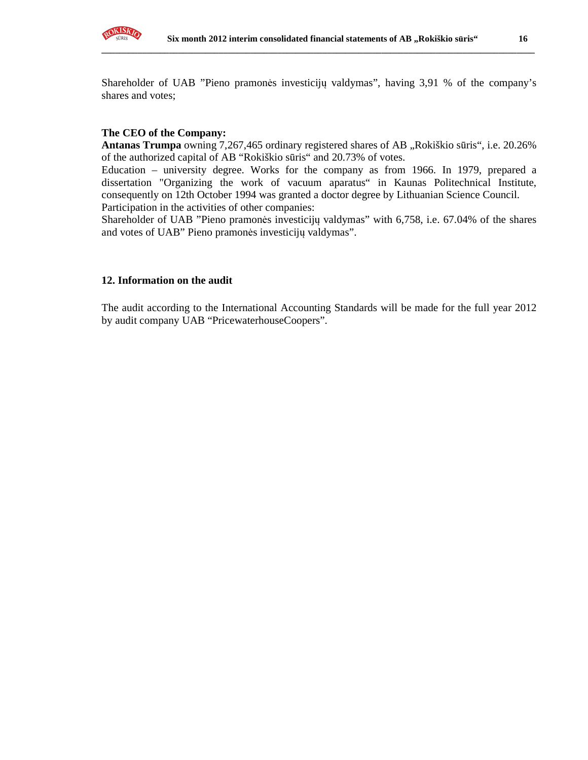Shareholder of UAB "Pieno pramonės investicijų valdymas", having 3,91 % of the company's shares and votes;

**The CEO of the Company:**

**Antanas Trumpa** owning 7,267,465 ordinary registered shares of AB „Rokiškio sūris", i.e. 20.26% of the authorized capital of AB "Rokiškio sūris" and 20.73% of votes.

Education – university degree. Works for the company as from 1966. In 1979, prepared a dissertation "Organizing the work of vacuum aparatus" in Kaunas Politechnical Institute, consequently on 12th October 1994 was granted a doctor degree by Lithuanian Science Council.

Participation in the activities of other companies:

Shareholder of UAB "Pieno pramonės investicijų valdymas" with 6,758, i.e. 67.04% of the shares and votes of UAB" Pieno pramonės investicijų valdymas".

## 12. Information on the audit

The audit according to the International Accounting Standards will be made for the full year 2012 by audit company UAB "PricewaterhouseCoopers".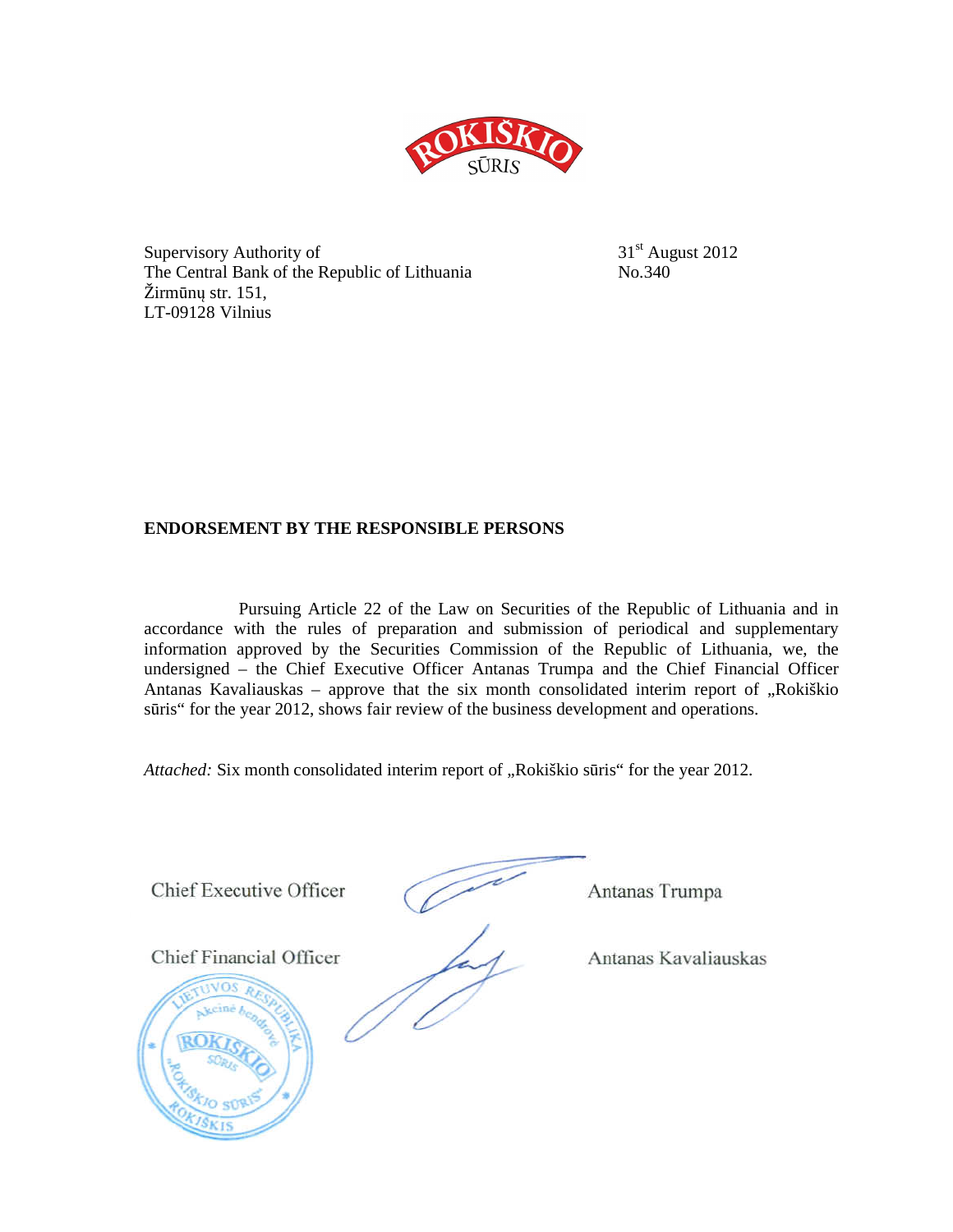Supervisory Authority of
The Central Bank of the Republic of Lithuania
Žirmūnų str. 151,
LT-09128 Vilnius

31st August 2012
No.340

**ENDORSEMENT BY THE RESPONSIBLE PERSONS**

Pursuing Article 22 of the Law on Securities of the Republic of Lithuania and in accordance with the rules of preparation and submission of periodical and supplementary information approved by the Securities Commission of the Republic of Lithuania, we, the undersigned – the Chief Executive Officer Antanas Trumpa and the Chief Financial Officer Antanas Kavaliauskas – approve that the six month consolidated interim report of „Rokiškio sūris“ for the year 2012, shows fair review of the business development and operations.

*Attached:* Six month consolidated interim report of „Rokiškio sūris“ for the year 2012.

Chief Executive Officer Antanas Trumpa

Chief Financial Officer Antanas Kavaliauskas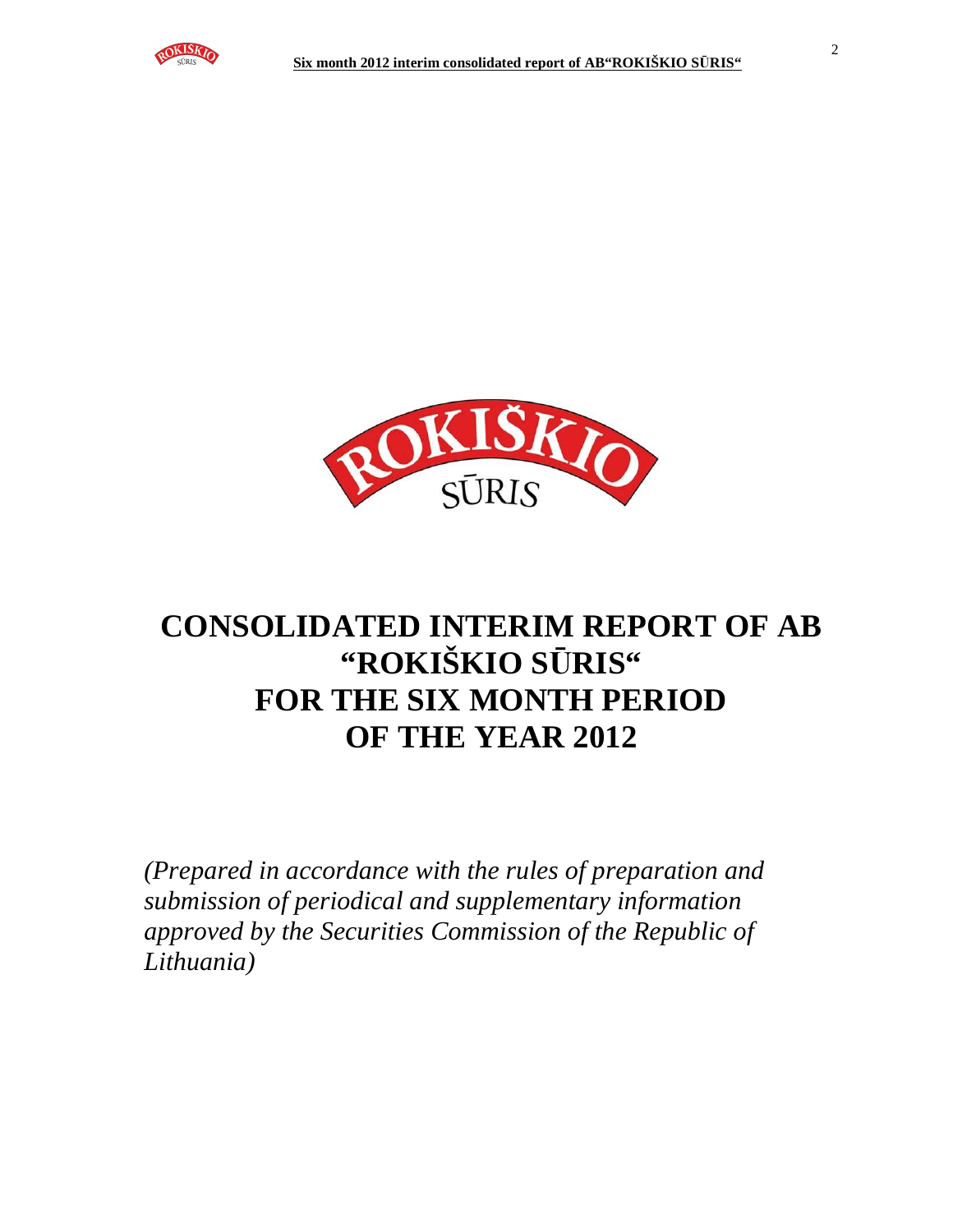# CONSOLIDATED INTERIM REPORT OF AB "ROKIŠKIO SŪRIS" FOR THE SIX MONTH PERIOD OF THE YEAR 2012

*(Prepared in accordance with the rules of preparation and submission of periodical and supplementary information approved by the Securities Commission of the Republic of Lithuania)*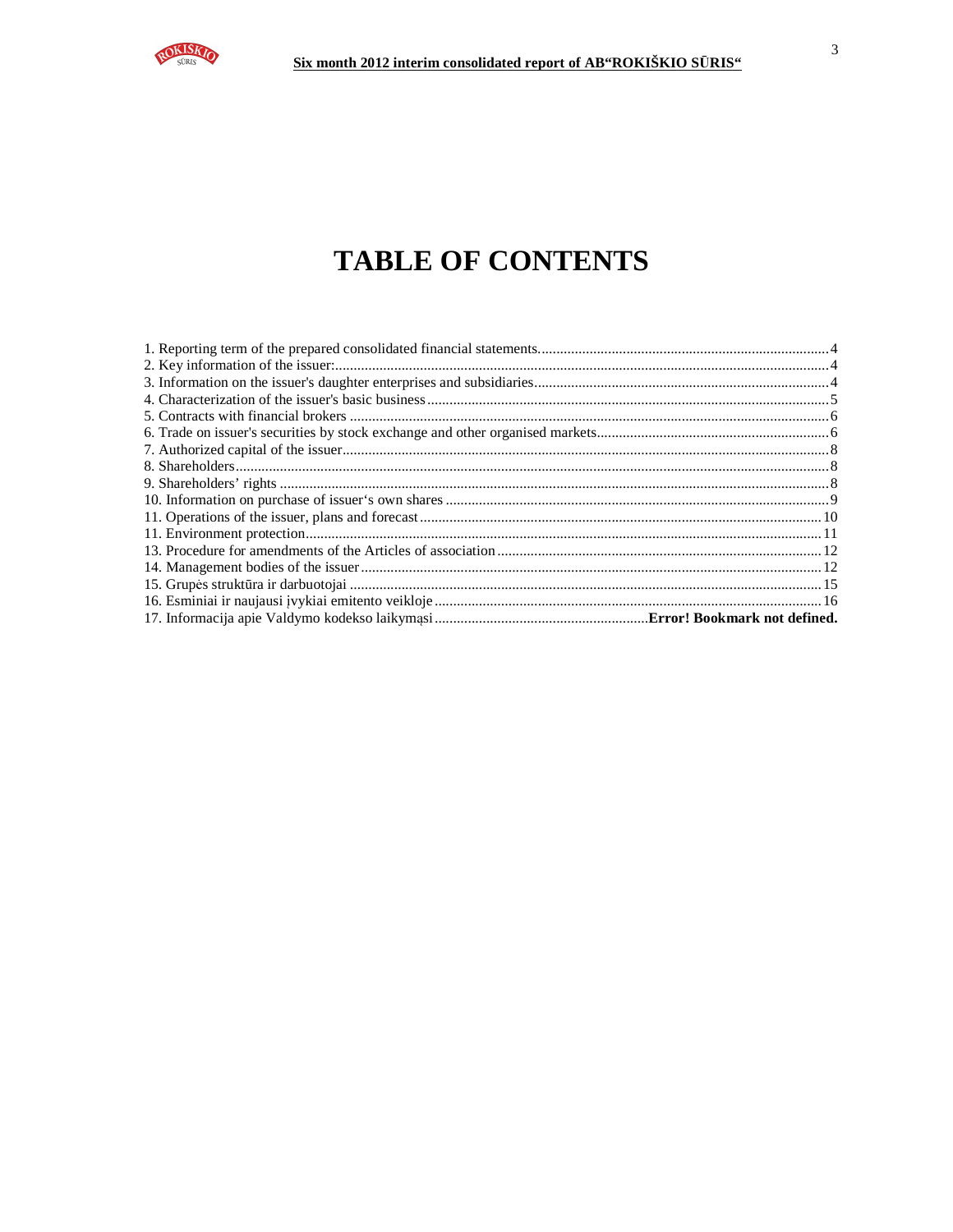# TABLE OF CONTENTS

1. Reporting term of the prepared consolidated financial statements...............4
2. Key information of the issuer:...............4
3. Information on the issuer's daughter enterprises and subsidiaries...............4
4. Characterization of the issuer's basic business...............5
5. Contracts with financial brokers...............6
6. Trade on issuer's securities by stock exchange and other organised markets...............6
7. Authorized capital of the issuer...............8
8. Shareholders...............8
9. Shareholders' rights...............8
10. Information on purchase of issuer's own shares...............9
11. Operations of the issuer, plans and forecast...............10
11. Environment protection...............11
13. Procedure for amendments of the Articles of association...............12
14. Management bodies of the issuer...............12
15. Grupės struktūra ir darbuotojai...............15
16. Esminiai ir naujausi įvykiai emitento veikloje...............16
17. Informacija apie Valdymo kodekso laikymąsi...............**Error! Bookmark not defined.**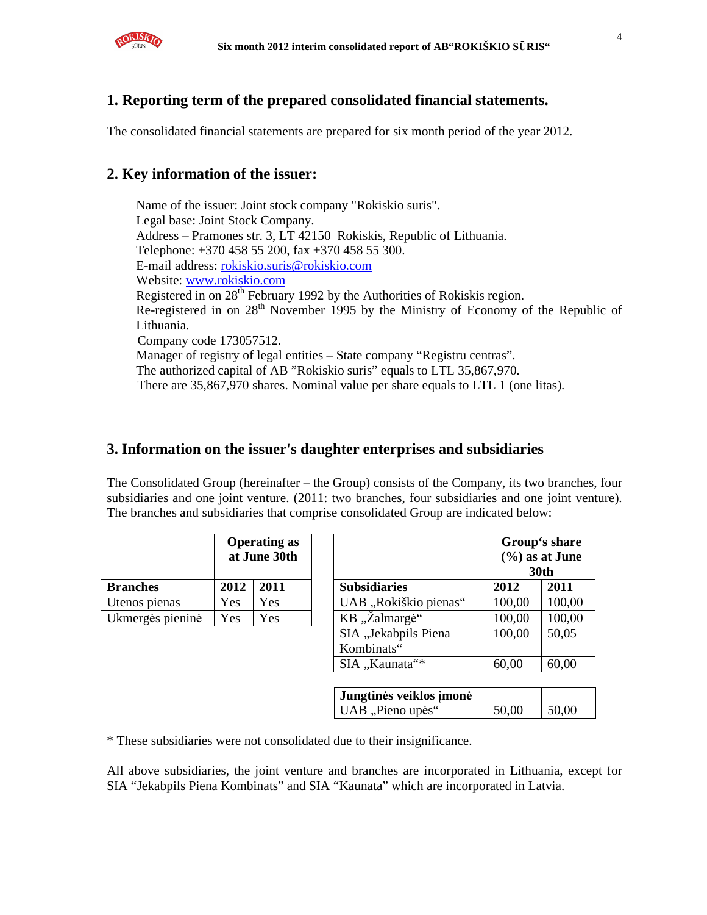## 1. Reporting term of the prepared consolidated financial statements.

The consolidated financial statements are prepared for six month period of the year 2012.

## 2. Key information of the issuer:

Name of the issuer: Joint stock company "Rokiskio suris".
Legal base: Joint Stock Company.
Address – Pramones str. 3, LT 42150 Rokiskis, Republic of Lithuania.
Telephone: +370 458 55 200, fax +370 458 55 300.
E-mail address: rokiskio.suris@rokiskio.com
Website: www.rokiskio.com
Registered in on 28th February 1992 by the Authorities of Rokiskis region.
Re-registered in on 28th November 1995 by the Ministry of Economy of the Republic of Lithuania.
Company code 173057512.
Manager of registry of legal entities – State company "Registru centras".
The authorized capital of AB "Rokiskio suris" equals to LTL 35,867,970.
There are 35,867,970 shares. Nominal value per share equals to LTL 1 (one litas).

## 3. Information on the issuer's daughter enterprises and subsidiaries

The Consolidated Group (hereinafter – the Group) consists of the Company, its two branches, four subsidiaries and one joint venture. (2011: two branches, four subsidiaries and one joint venture). The branches and subsidiaries that comprise consolidated Group are indicated below:

| | **Operating as at June 30th** | |
|---|---|---|
| **Branches** | **2012** | **2011** |
| Utenos pienas | Yes | Yes |
| Ukmergės pieninė | Yes | Yes |

| | **Group's share (%) as at June 30th** | |
|---|---|---|
| **Subsidiaries** | **2012** | **2011** |
| UAB „Rokiškio pienas" | 100,00 | 100,00 |
| KB „Žalmargė" | 100,00 | 100,00 |
| SIA „Jekabpils Piena Kombinats" | 100,00 | 50,05 |
| SIA „Kaunata"* | 60,00 | 60,00 |
| **Jungtinės veiklos įmonė** | | |
| UAB „Pieno upės" | 50,00 | 50,00 |

* These subsidiaries were not consolidated due to their insignificance.

All above subsidiaries, the joint venture and branches are incorporated in Lithuania, except for SIA "Jekabpils Piena Kombinats" and SIA "Kaunata" which are incorporated in Latvia.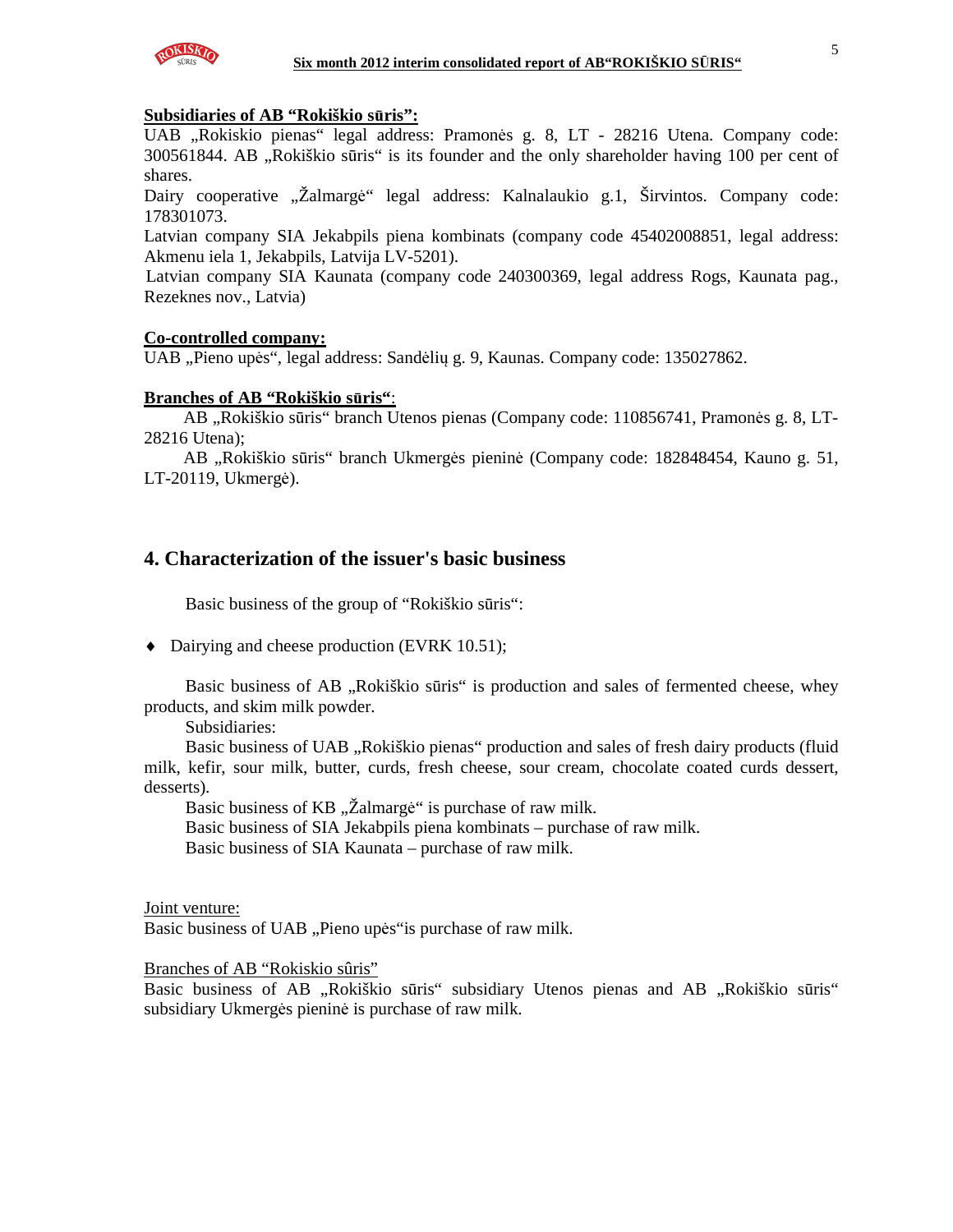**Subsidiaries of AB "Rokiškio sūris":**

UAB „Rokiskio pienas" legal address: Pramonės g. 8, LT - 28216 Utena. Company code: 300561844. AB „Rokiškio sūris" is its founder and the only shareholder having 100 per cent of shares.

Dairy cooperative „Žalmargė" legal address: Kalnalaukio g.1, Širvintos. Company code: 178301073.

Latvian company SIA Jekabpils piena kombinats (company code 45402008851, legal address: Akmenu iela 1, Jekabpils, Latvija LV-5201).

Latvian company SIA Kaunata (company code 240300369, legal address Rogs, Kaunata pag., Rezeknes nov., Latvia)

**Co-controlled company:**

UAB „Pieno upės", legal address: Sandėlių g. 9, Kaunas. Company code: 135027862.

**Branches of AB "Rokiškio sūris"**:

AB „Rokiškio sūris" branch Utenos pienas (Company code: 110856741, Pramonės g. 8, LT-28216 Utena);

AB „Rokiškio sūris" branch Ukmergės pieninė (Company code: 182848454, Kauno g. 51, LT-20119, Ukmergė).

## 4. Characterization of the issuer's basic business

Basic business of the group of "Rokiškio sūris":

- Dairying and cheese production (EVRK 10.51);

Basic business of AB „Rokiškio sūris" is production and sales of fermented cheese, whey products, and skim milk powder.

Subsidiaries:

Basic business of UAB „Rokiškio pienas" production and sales of fresh dairy products (fluid milk, kefir, sour milk, butter, curds, fresh cheese, sour cream, chocolate coated curds dessert, desserts).

Basic business of KB „Žalmargė" is purchase of raw milk.

Basic business of SIA Jekabpils piena kombinats – purchase of raw milk.

Basic business of SIA Kaunata – purchase of raw milk.

Joint venture:

Basic business of UAB „Pieno upės"is purchase of raw milk.

Branches of AB "Rokiskio sûris"

Basic business of AB „Rokiškio sūris" subsidiary Utenos pienas and AB „Rokiškio sūris" subsidiary Ukmergės pieninė is purchase of raw milk.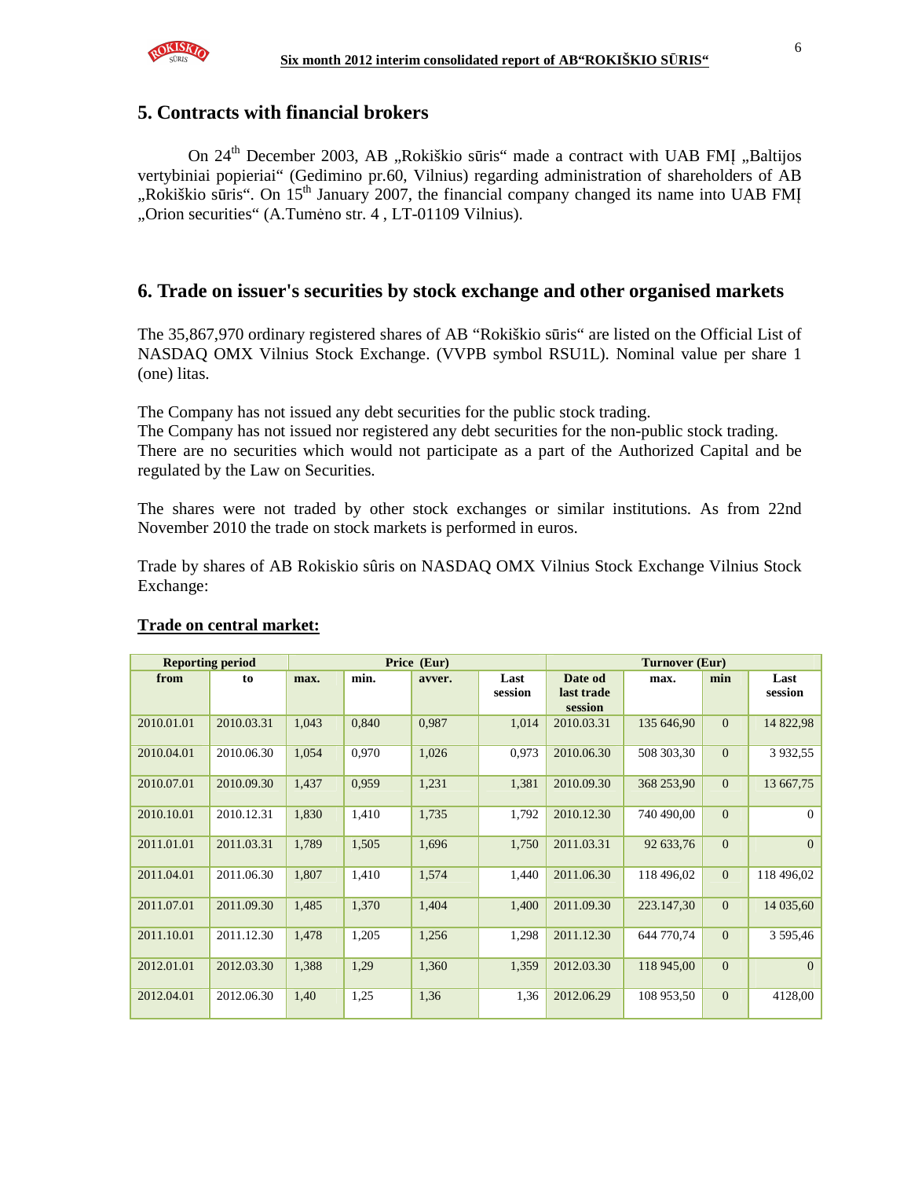## 5. Contracts with financial brokers

On 24[th] December 2003, AB „Rokiškio sūris“ made a contract with UAB FMĮ „Baltijos vertybiniai popieriai“ (Gedimino pr.60, Vilnius) regarding administration of shareholders of AB „Rokiškio sūris“. On 15[th] January 2007, the financial company changed its name into UAB FMĮ „Orion securities“ (A.Tumėno str. 4 , LT-01109 Vilnius).

## 6. Trade on issuer's securities by stock exchange and other organised markets

The 35,867,970 ordinary registered shares of AB “Rokiškio sūris“ are listed on the Official List of NASDAQ OMX Vilnius Stock Exchange. (VVPB symbol RSU1L). Nominal value per share 1 (one) litas.

The Company has not issued any debt securities for the public stock trading.
The Company has not issued nor registered any debt securities for the non-public stock trading.
There are no securities which would not participate as a part of the Authorized Capital and be regulated by the Law on Securities.

The shares were not traded by other stock exchanges or similar institutions. As from 22nd November 2010 the trade on stock markets is performed in euros.

Trade by shares of AB Rokiskio sûris on NASDAQ OMX Vilnius Stock Exchange Vilnius Stock Exchange:

**Trade on central market:**

| Reporting period | | Price (Eur) | | | | Turnover (Eur) | | | |
|---|---|---|---|---|---|---|---|---|---|
| from | to | max. | min. | avver. | Last session | Date od last trade session | max. | min | Last session |
| 2010.01.01 | 2010.03.31 | 1,043 | 0,840 | 0,987 | 1,014 | 2010.03.31 | 135 646,90 | 0 | 14 822,98 |
| 2010.04.01 | 2010.06.30 | 1,054 | 0,970 | 1,026 | 0,973 | 2010.06.30 | 508 303,30 | 0 | 3 932,55 |
| 2010.07.01 | 2010.09.30 | 1,437 | 0,959 | 1,231 | 1,381 | 2010.09.30 | 368 253,90 | 0 | 13 667,75 |
| 2010.10.01 | 2010.12.31 | 1,830 | 1,410 | 1,735 | 1,792 | 2010.12.30 | 740 490,00 | 0 | 0 |
| 2011.01.01 | 2011.03.31 | 1,789 | 1,505 | 1,696 | 1,750 | 2011.03.31 | 92 633,76 | 0 | 0 |
| 2011.04.01 | 2011.06.30 | 1,807 | 1,410 | 1,574 | 1,440 | 2011.06.30 | 118 496,02 | 0 | 118 496,02 |
| 2011.07.01 | 2011.09.30 | 1,485 | 1,370 | 1,404 | 1,400 | 2011.09.30 | 223.147,30 | 0 | 14 035,60 |
| 2011.10.01 | 2011.12.30 | 1,478 | 1,205 | 1,256 | 1,298 | 2011.12.30 | 644 770,74 | 0 | 3 595,46 |
| 2012.01.01 | 2012.03.30 | 1,388 | 1,29 | 1,360 | 1,359 | 2012.03.30 | 118 945,00 | 0 | 0 |
| 2012.04.01 | 2012.06.30 | 1,40 | 1,25 | 1,36 | 1,36 | 2012.06.29 | 108 953,50 | 0 | 4128,00 |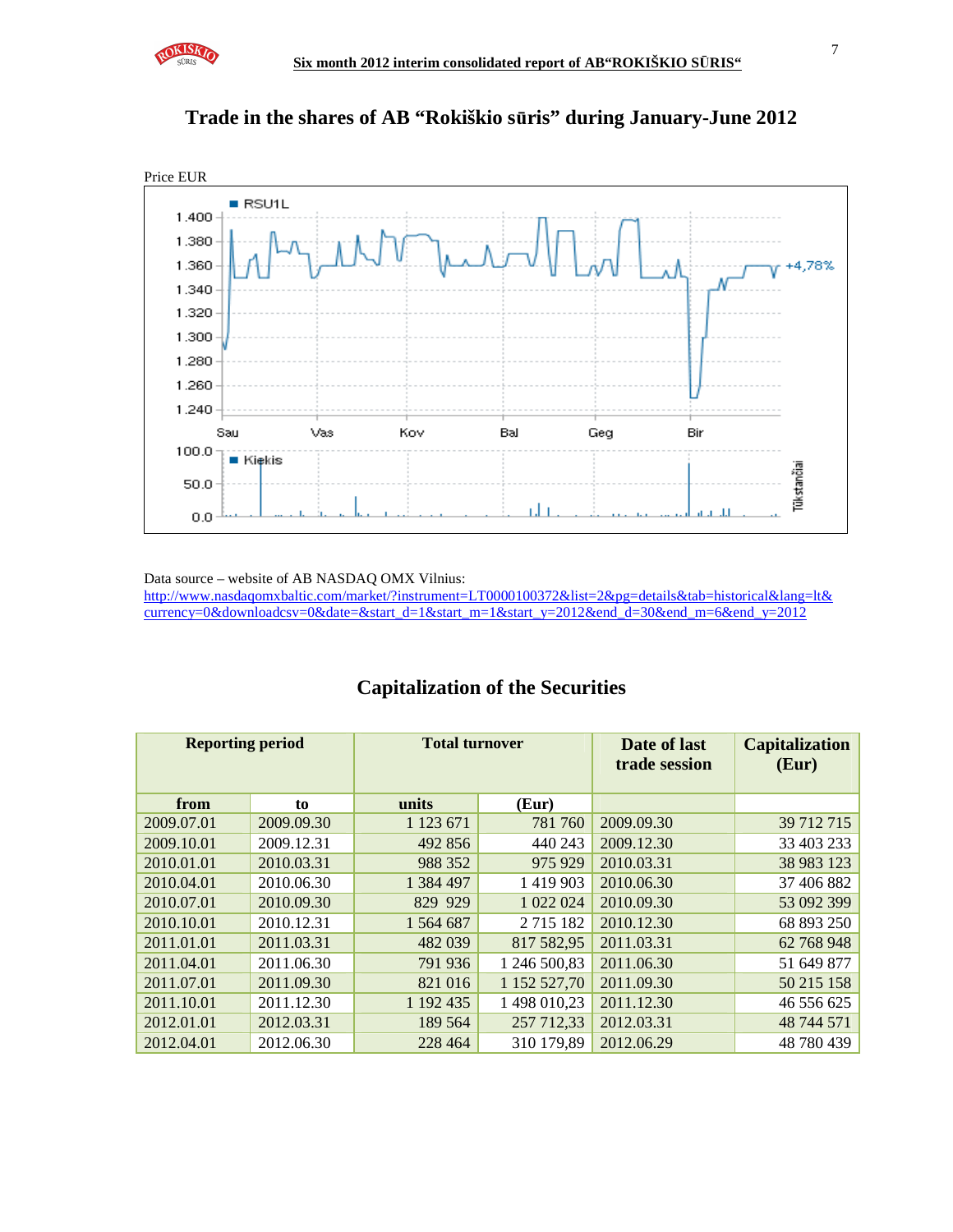## Trade in the shares of AB "Rokiškio sūris" during January-June 2012

Price EUR

Data source – website of AB NASDAQ OMX Vilnius:
http://www.nasdaqomxbaltic.com/market/?instrument=LT0000100372&list=2&pg=details&tab=historical&lang=lt&currency=0&downloadcsv=0&date=&start_d=1&start_m=1&start_y=2012&end_d=30&end_m=6&end_y=2012

## Capitalization of the Securities

| Reporting period | | Total turnover | | Date of last trade session | Capitalization (Eur) |
|---|---|---|---|---|---|
| from | to | units | (Eur) | | |
| 2009.07.01 | 2009.09.30 | 1 123 671 | 781 760 | 2009.09.30 | 39 712 715 |
| 2009.10.01 | 2009.12.31 | 492 856 | 440 243 | 2009.12.30 | 33 403 233 |
| 2010.01.01 | 2010.03.31 | 988 352 | 975 929 | 2010.03.31 | 38 983 123 |
| 2010.04.01 | 2010.06.30 | 1 384 497 | 1 419 903 | 2010.06.30 | 37 406 882 |
| 2010.07.01 | 2010.09.30 | 829 929 | 1 022 024 | 2010.09.30 | 53 092 399 |
| 2010.10.01 | 2010.12.31 | 1 564 687 | 2 715 182 | 2010.12.30 | 68 893 250 |
| 2011.01.01 | 2011.03.31 | 482 039 | 817 582,95 | 2011.03.31 | 62 768 948 |
| 2011.04.01 | 2011.06.30 | 791 936 | 1 246 500,83 | 2011.06.30 | 51 649 877 |
| 2011.07.01 | 2011.09.30 | 821 016 | 1 152 527,70 | 2011.09.30 | 50 215 158 |
| 2011.10.01 | 2011.12.30 | 1 192 435 | 1 498 010,23 | 2011.12.30 | 46 556 625 |
| 2012.01.01 | 2012.03.31 | 189 564 | 257 712,33 | 2012.03.31 | 48 744 571 |
| 2012.04.01 | 2012.06.30 | 228 464 | 310 179,89 | 2012.06.29 | 48 780 439 |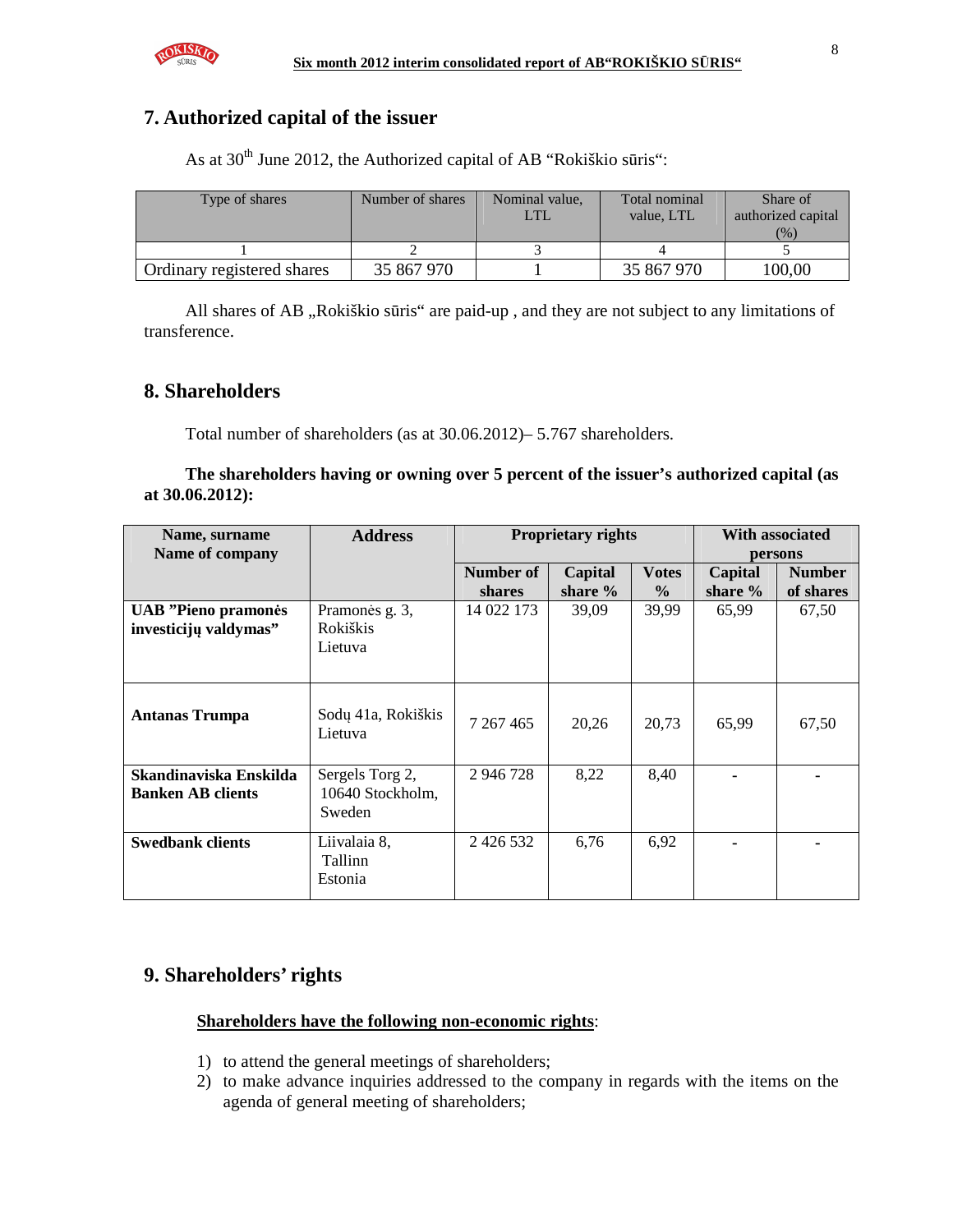## 7. Authorized capital of the issuer

As at 30th June 2012, the Authorized capital of AB "Rokiškio sūris":

| Type of shares | Number of shares | Nominal value, LTL | Total nominal value, LTL | Share of authorized capital (%) |
|---|---|---|---|---|
| 1 | 2 | 3 | 4 | 5 |
| Ordinary registered shares | 35 867 970 | 1 | 35 867 970 | 100,00 |

All shares of AB „Rokiškio sūris" are paid-up , and they are not subject to any limitations of transference.

## 8. Shareholders

Total number of shareholders (as at 30.06.2012)– 5.767 shareholders.

**The shareholders having or owning over 5 percent of the issuer's authorized capital (as at 30.06.2012):**

| Name, surname Name of company | Address | Proprietary rights | | | With associated persons | |
|---|---|---|---|---|---|---|
| | | Number of shares | Capital share % | Votes % | Capital share % | Number of shares |
| **UAB "Pieno pramonės investicijų valdymas"** | Pramonės g. 3, Rokiškis Lietuva | 14 022 173 | 39,09 | 39,99 | 65,99 | 67,50 |
| **Antanas Trumpa** | Sodų 41a, Rokiškis Lietuva | 7 267 465 | 20,26 | 20,73 | 65,99 | 67,50 |
| **Skandinaviska Enskilda Banken AB clients** | Sergels Torg 2, 10640 Stockholm, Sweden | 2 946 728 | 8,22 | 8,40 | - | - |
| **Swedbank clients** | Liivalaia 8, Tallinn Estonia | 2 426 532 | 6,76 | 6,92 | - | - |

## 9. Shareholders' rights

**Shareholders have the following non-economic rights**:

1) to attend the general meetings of shareholders;
2) to make advance inquiries addressed to the company in regards with the items on the agenda of general meeting of shareholders;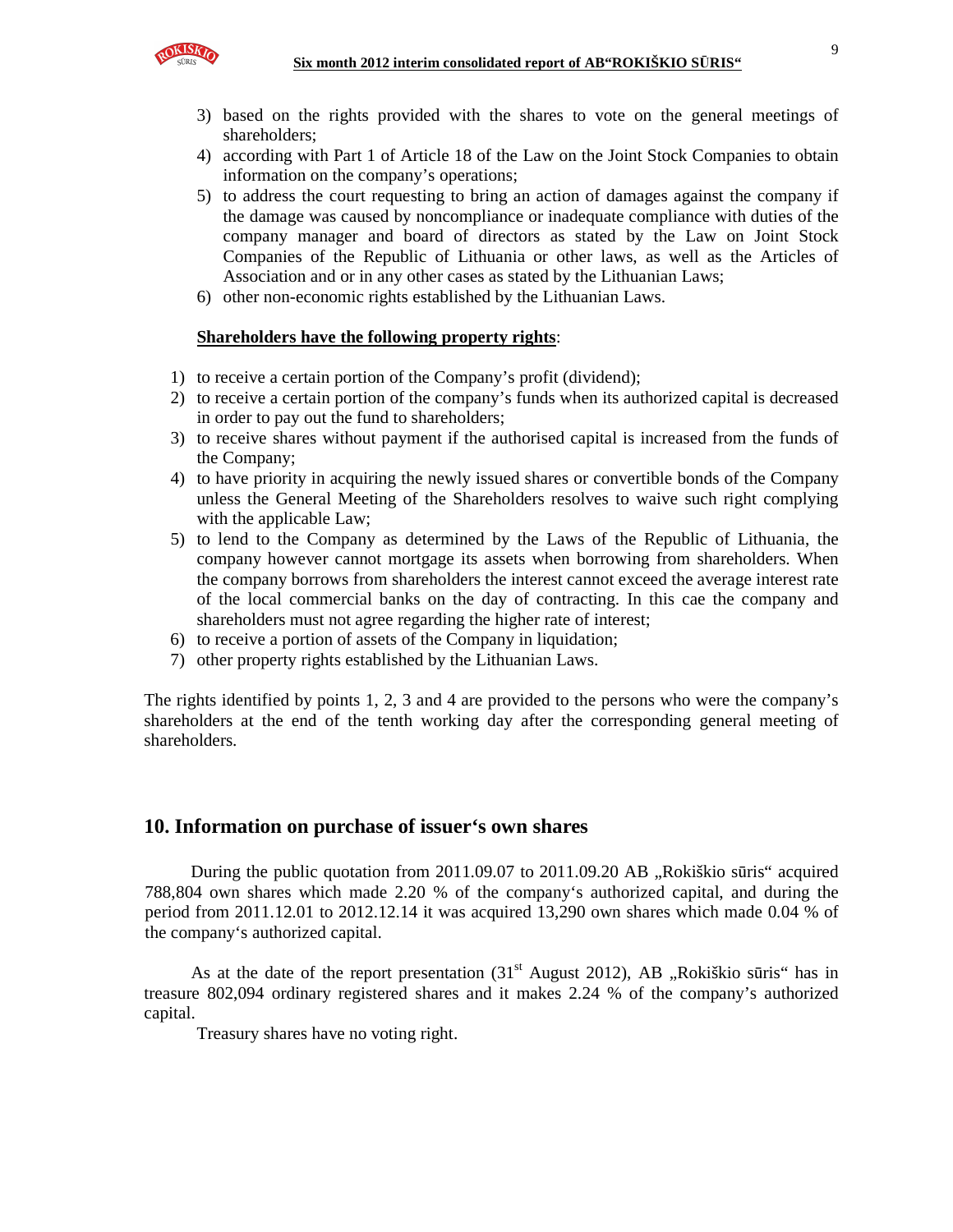3) based on the rights provided with the shares to vote on the general meetings of shareholders;
4) according with Part 1 of Article 18 of the Law on the Joint Stock Companies to obtain information on the company's operations;
5) to address the court requesting to bring an action of damages against the company if the damage was caused by noncompliance or inadequate compliance with duties of the company manager and board of directors as stated by the Law on Joint Stock Companies of the Republic of Lithuania or other laws, as well as the Articles of Association and or in any other cases as stated by the Lithuanian Laws;
6) other non-economic rights established by the Lithuanian Laws.

**Shareholders have the following property rights**:

1) to receive a certain portion of the Company's profit (dividend);
2) to receive a certain portion of the company's funds when its authorized capital is decreased in order to pay out the fund to shareholders;
3) to receive shares without payment if the authorised capital is increased from the funds of the Company;
4) to have priority in acquiring the newly issued shares or convertible bonds of the Company unless the General Meeting of the Shareholders resolves to waive such right complying with the applicable Law;
5) to lend to the Company as determined by the Laws of the Republic of Lithuania, the company however cannot mortgage its assets when borrowing from shareholders. When the company borrows from shareholders the interest cannot exceed the average interest rate of the local commercial banks on the day of contracting. In this cae the company and shareholders must not agree regarding the higher rate of interest;
6) to receive a portion of assets of the Company in liquidation;
7) other property rights established by the Lithuanian Laws.

The rights identified by points 1, 2, 3 and 4 are provided to the persons who were the company's shareholders at the end of the tenth working day after the corresponding general meeting of shareholders.

## 10. Information on purchase of issuer‘s own shares

During the public quotation from 2011.09.07 to 2011.09.20 AB „Rokiškio sūris“ acquired 788,804 own shares which made 2.20 % of the company‘s authorized capital, and during the period from 2011.12.01 to 2012.12.14 it was acquired 13,290 own shares which made 0.04 % of the company‘s authorized capital.

As at the date of the report presentation (31st August 2012), AB „Rokiškio sūris“ has in treasure 802,094 ordinary registered shares and it makes 2.24 % of the company's authorized capital.

Treasury shares have no voting right.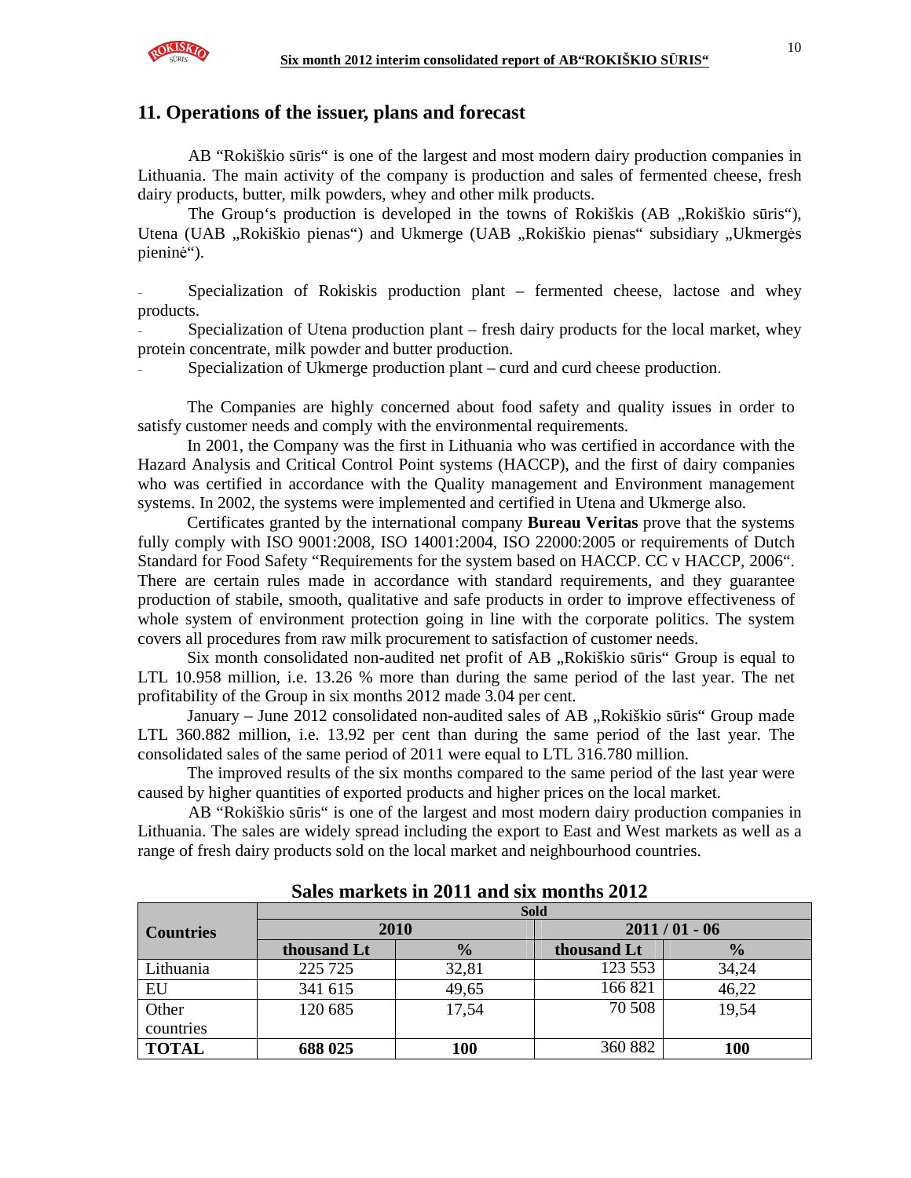## 11. Operations of the issuer, plans and forecast

AB "Rokiškio sūris" is one of the largest and most modern dairy production companies in Lithuania. The main activity of the company is production and sales of fermented cheese, fresh dairy products, butter, milk powders, whey and other milk products.

The Group's production is developed in the towns of Rokiškis (AB „Rokiškio sūris"), Utena (UAB „Rokiškio pienas") and Ukmerge (UAB „Rokiškio pienas" subsidiary „Ukmergės pieninė").

- Specialization of Rokiskis production plant – fermented cheese, lactose and whey products.
- Specialization of Utena production plant – fresh dairy products for the local market, whey protein concentrate, milk powder and butter production.
- Specialization of Ukmerge production plant – curd and curd cheese production.

The Companies are highly concerned about food safety and quality issues in order to satisfy customer needs and comply with the environmental requirements.

In 2001, the Company was the first in Lithuania who was certified in accordance with the Hazard Analysis and Critical Control Point systems (HACCP), and the first of dairy companies who was certified in accordance with the Quality management and Environment management systems. In 2002, the systems were implemented and certified in Utena and Ukmerge also.

Certificates granted by the international company **Bureau Veritas** prove that the systems fully comply with ISO 9001:2008, ISO 14001:2004, ISO 22000:2005 or requirements of Dutch Standard for Food Safety "Requirements for the system based on HACCP. CC v HACCP, 2006". There are certain rules made in accordance with standard requirements, and they guarantee production of stabile, smooth, qualitative and safe products in order to improve effectiveness of whole system of environment protection going in line with the corporate politics. The system covers all procedures from raw milk procurement to satisfaction of customer needs.

Six month consolidated non-audited net profit of AB „Rokiškio sūris" Group is equal to LTL 10.958 million, i.e. 13.26 % more than during the same period of the last year. The net profitability of the Group in six months 2012 made 3.04 per cent.

January – June 2012 consolidated non-audited sales of AB „Rokiškio sūris" Group made LTL 360.882 million, i.e. 13.92 per cent than during the same period of the last year. The consolidated sales of the same period of 2011 were equal to LTL 316.780 million.

The improved results of the six months compared to the same period of the last year were caused by higher quantities of exported products and higher prices on the local market.

AB "Rokiškio sūris" is one of the largest and most modern dairy production companies in Lithuania. The sales are widely spread including the export to East and West markets as well as a range of fresh dairy products sold on the local market and neighbourhood countries.

### Sales markets in 2011 and six months 2012

| Countries | Sold | | | |
|---|---|---|---|---|
| | 2010 | | 2011 / 01 - 06 | |
| | thousand Lt | % | thousand Lt | % |
| Lithuania | 225 725 | 32,81 | 123 553 | 34,24 |
| EU | 341 615 | 49,65 | 166 821 | 46,22 |
| Other countries | 120 685 | 17,54 | 70 508 | 19,54 |
| **TOTAL** | **688 025** | **100** | 360 882 | **100** |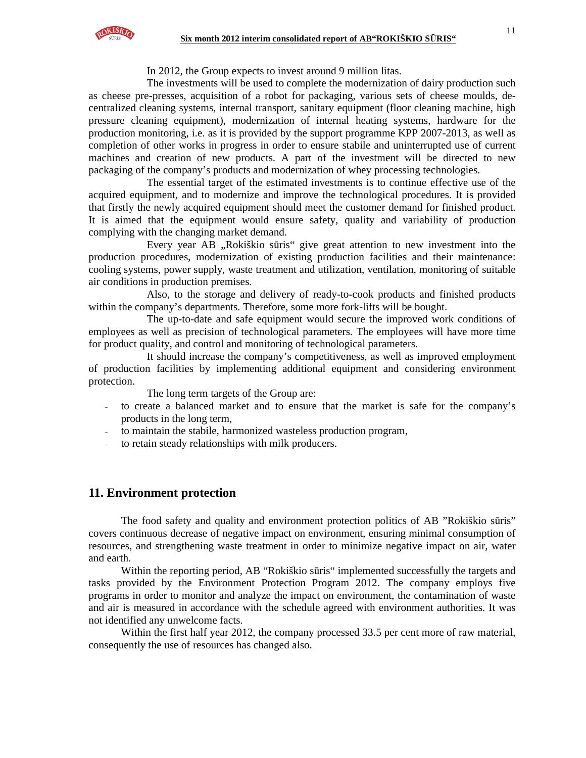In 2012, the Group expects to invest around 9 million litas.

The investments will be used to complete the modernization of dairy production such as cheese pre-presses, acquisition of a robot for packaging, various sets of cheese moulds, de-centralized cleaning systems, internal transport, sanitary equipment (floor cleaning machine, high pressure cleaning equipment), modernization of internal heating systems, hardware for the production monitoring, i.e. as it is provided by the support programme KPP 2007-2013, as well as completion of other works in progress in order to ensure stabile and uninterrupted use of current machines and creation of new products. A part of the investment will be directed to new packaging of the company's products and modernization of whey processing technologies.

The essential target of the estimated investments is to continue effective use of the acquired equipment, and to modernize and improve the technological procedures. It is provided that firstly the newly acquired equipment should meet the customer demand for finished product. It is aimed that the equipment would ensure safety, quality and variability of production complying with the changing market demand.

Every year AB „Rokiškio sūris" give great attention to new investment into the production procedures, modernization of existing production facilities and their maintenance: cooling systems, power supply, waste treatment and utilization, ventilation, monitoring of suitable air conditions in production premises.

Also, to the storage and delivery of ready-to-cook products and finished products within the company's departments. Therefore, some more fork-lifts will be bought.

The up-to-date and safe equipment would secure the improved work conditions of employees as well as precision of technological parameters. The employees will have more time for product quality, and control and monitoring of technological parameters.

It should increase the company's competitiveness, as well as improved employment of production facilities by implementing additional equipment and considering environment protection.

The long term targets of the Group are:

- to create a balanced market and to ensure that the market is safe for the company's products in the long term,
- to maintain the stabile, harmonized wasteless production program,
- to retain steady relationships with milk producers.

## 11. Environment protection

The food safety and quality and environment protection politics of AB "Rokiškio sūris" covers continuous decrease of negative impact on environment, ensuring minimal consumption of resources, and strengthening waste treatment in order to minimize negative impact on air, water and earth.

Within the reporting period, AB "Rokiškio sūris" implemented successfully the targets and tasks provided by the Environment Protection Program 2012. The company employs five programs in order to monitor and analyze the impact on environment, the contamination of waste and air is measured in accordance with the schedule agreed with environment authorities. It was not identified any unwelcome facts.

Within the first half year 2012, the company processed 33.5 per cent more of raw material, consequently the use of resources has changed also.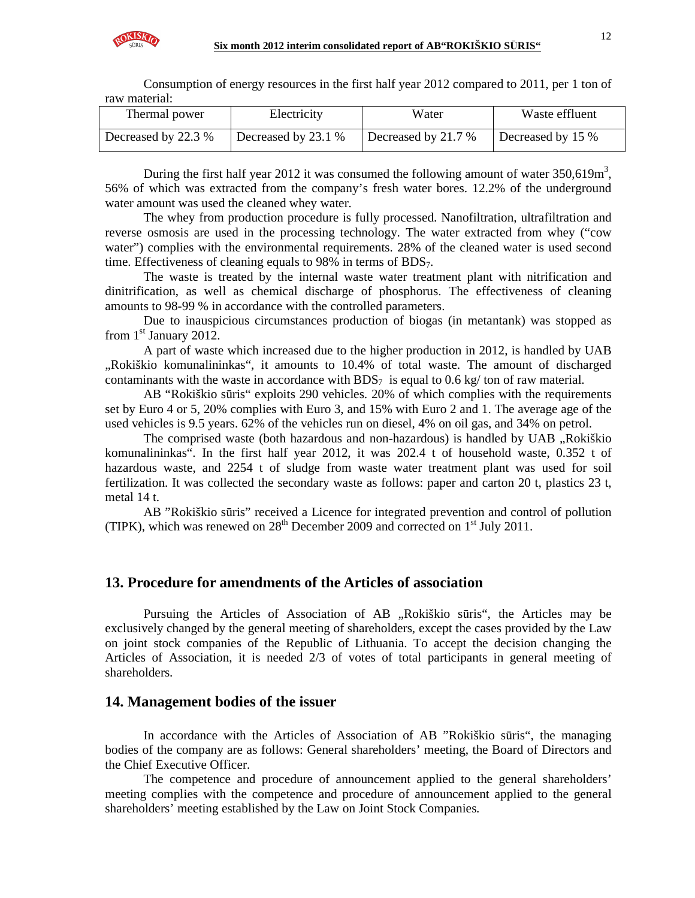Consumption of energy resources in the first half year 2012 compared to 2011, per 1 ton of raw material:

| Thermal power | Electricity | Water | Waste effluent |
|---|---|---|---|
| Decreased by 22.3 % | Decreased by 23.1 % | Decreased by 21.7 % | Decreased by 15 % |

During the first half year 2012 it was consumed the following amount of water 350,619m$^3$, 56% of which was extracted from the company's fresh water bores. 12.2% of the underground water amount was used the cleaned whey water.

The whey from production procedure is fully processed. Nanofiltration, ultrafiltration and reverse osmosis are used in the processing technology. The water extracted from whey ("cow water") complies with the environmental requirements. 28% of the cleaned water is used second time. Effectiveness of cleaning equals to 98% in terms of $BDS_7$.

The waste is treated by the internal waste water treatment plant with nitrification and dinitrification, as well as chemical discharge of phosphorus. The effectiveness of cleaning amounts to 98-99 % in accordance with the controlled parameters.

Due to inauspicious circumstances production of biogas (in metantank) was stopped as from 1st January 2012.

A part of waste which increased due to the higher production in 2012, is handled by UAB „Rokiškio komunalininkas", it amounts to 10.4% of total waste. The amount of discharged contaminants with the waste in accordance with $BDS_7$ is equal to 0.6 kg/ ton of raw material.

AB "Rokiškio sūris" exploits 290 vehicles. 20% of which complies with the requirements set by Euro 4 or 5, 20% complies with Euro 3, and 15% with Euro 2 and 1. The average age of the used vehicles is 9.5 years. 62% of the vehicles run on diesel, 4% on oil gas, and 34% on petrol.

The comprised waste (both hazardous and non-hazardous) is handled by UAB „Rokiškio komunalininkas". In the first half year 2012, it was 202.4 t of household waste, 0.352 t of hazardous waste, and 2254 t of sludge from waste water treatment plant was used for soil fertilization. It was collected the secondary waste as follows: paper and carton 20 t, plastics 23 t, metal 14 t.

AB "Rokiškio sūris" received a Licence for integrated prevention and control of pollution (TIPK), which was renewed on 28th December 2009 and corrected on 1st July 2011.

## 13. Procedure for amendments of the Articles of association

Pursuing the Articles of Association of AB „Rokiškio sūris", the Articles may be exclusively changed by the general meeting of shareholders, except the cases provided by the Law on joint stock companies of the Republic of Lithuania. To accept the decision changing the Articles of Association, it is needed 2/3 of votes of total participants in general meeting of shareholders.

## 14. Management bodies of the issuer

In accordance with the Articles of Association of AB "Rokiškio sūris", the managing bodies of the company are as follows: General shareholders' meeting, the Board of Directors and the Chief Executive Officer.

The competence and procedure of announcement applied to the general shareholders' meeting complies with the competence and procedure of announcement applied to the general shareholders' meeting established by the Law on Joint Stock Companies.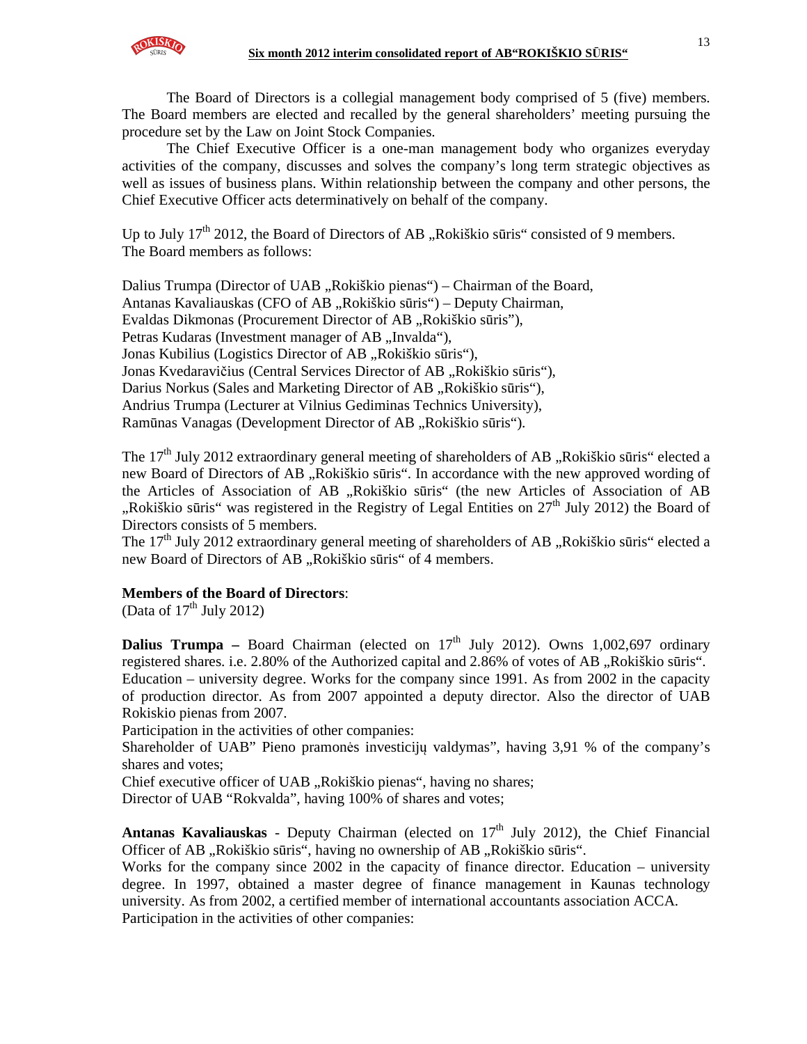The Board of Directors is a collegial management body comprised of 5 (five) members. The Board members are elected and recalled by the general shareholders' meeting pursuing the procedure set by the Law on Joint Stock Companies.

The Chief Executive Officer is a one-man management body who organizes everyday activities of the company, discusses and solves the company's long term strategic objectives as well as issues of business plans. Within relationship between the company and other persons, the Chief Executive Officer acts determinatively on behalf of the company.

Up to July 17th 2012, the Board of Directors of AB „Rokiškio sūris" consisted of 9 members. The Board members as follows:

Dalius Trumpa (Director of UAB „Rokiškio pienas") – Chairman of the Board,
Antanas Kavaliauskas (CFO of AB „Rokiškio sūris") – Deputy Chairman,
Evaldas Dikmonas (Procurement Director of AB „Rokiškio sūris"),
Petras Kudaras (Investment manager of AB „Invalda"),
Jonas Kubilius (Logistics Director of AB „Rokiškio sūris"),
Jonas Kvedaravičius (Central Services Director of AB „Rokiškio sūris"),
Darius Norkus (Sales and Marketing Director of AB „Rokiškio sūris"),
Andrius Trumpa (Lecturer at Vilnius Gediminas Technics University),
Ramūnas Vanagas (Development Director of AB „Rokiškio sūris").

The 17th July 2012 extraordinary general meeting of shareholders of AB „Rokiškio sūris" elected a new Board of Directors of AB „Rokiškio sūris". In accordance with the new approved wording of the Articles of Association of AB „Rokiškio sūris" (the new Articles of Association of AB „Rokiškio sūris" was registered in the Registry of Legal Entities on 27th July 2012) the Board of Directors consists of 5 members.
The 17th July 2012 extraordinary general meeting of shareholders of AB „Rokiškio sūris" elected a new Board of Directors of AB „Rokiškio sūris" of 4 members.

**Members of the Board of Directors**:
(Data of 17th July 2012)

**Dalius Trumpa –** Board Chairman (elected on 17th July 2012). Owns 1,002,697 ordinary registered shares. i.e. 2.80% of the Authorized capital and 2.86% of votes of AB „Rokiškio sūris".
Education – university degree. Works for the company since 1991. As from 2002 in the capacity of production director. As from 2007 appointed a deputy director. Also the director of UAB Rokiskio pienas from 2007.
Participation in the activities of other companies:
Shareholder of UAB" Pieno pramonės investicijų valdymas", having 3,91 % of the company's shares and votes;
Chief executive officer of UAB „Rokiškio pienas", having no shares;
Director of UAB "Rokvalda", having 100% of shares and votes;

**Antanas Kavaliauskas** - Deputy Chairman (elected on 17th July 2012), the Chief Financial Officer of AB „Rokiškio sūris", having no ownership of AB „Rokiškio sūris".
Works for the company since 2002 in the capacity of finance director. Education – university degree. In 1997, obtained a master degree of finance management in Kaunas technology university. As from 2002, a certified member of international accountants association ACCA.
Participation in the activities of other companies: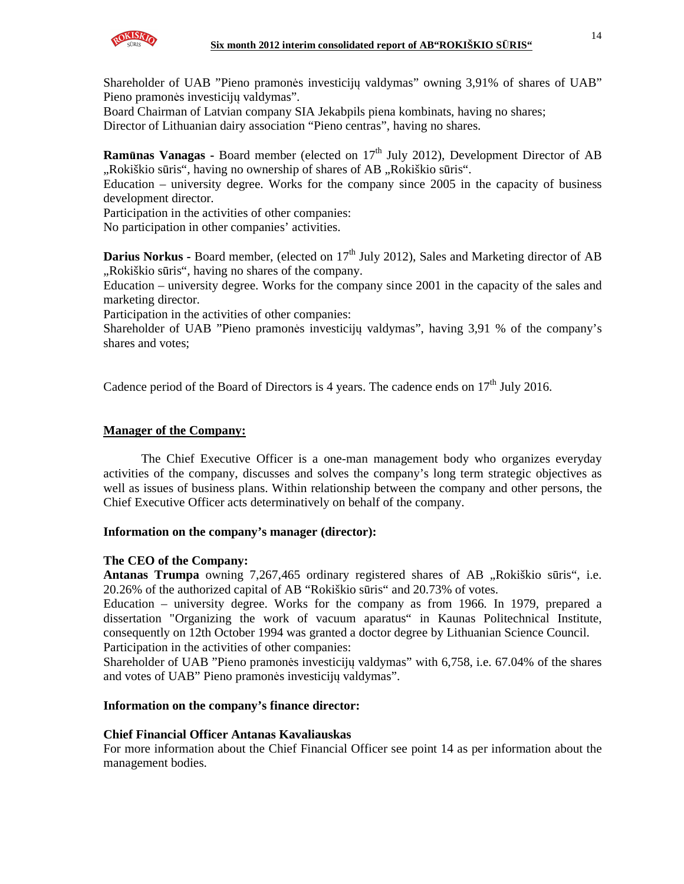Shareholder of UAB "Pieno pramonės investicijų valdymas" owning 3,91% of shares of UAB" Pieno pramonės investicijų valdymas".
Board Chairman of Latvian company SIA Jekabpils piena kombinats, having no shares;
Director of Lithuanian dairy association "Pieno centras", having no shares.

**Ramūnas Vanagas -** Board member (elected on 17th July 2012), Development Director of AB „Rokiškio sūris", having no ownership of shares of AB „Rokiškio sūris".
Education – university degree. Works for the company since 2005 in the capacity of business development director.
Participation in the activities of other companies:
No participation in other companies' activities.

**Darius Norkus -** Board member, (elected on 17th July 2012), Sales and Marketing director of AB „Rokiškio sūris", having no shares of the company.
Education – university degree. Works for the company since 2001 in the capacity of the sales and marketing director.
Participation in the activities of other companies:
Shareholder of UAB "Pieno pramonės investicijų valdymas", having 3,91 % of the company's shares and votes;

Cadence period of the Board of Directors is 4 years. The cadence ends on 17th July 2016.

## Manager of the Company:

The Chief Executive Officer is a one-man management body who organizes everyday activities of the company, discusses and solves the company's long term strategic objectives as well as issues of business plans. Within relationship between the company and other persons, the Chief Executive Officer acts determinatively on behalf of the company.

**Information on the company's manager (director):**

**The CEO of the Company:**
**Antanas Trumpa** owning 7,267,465 ordinary registered shares of AB „Rokiškio sūris", i.e. 20.26% of the authorized capital of AB "Rokiškio sūris" and 20.73% of votes.
Education – university degree. Works for the company as from 1966. In 1979, prepared a dissertation "Organizing the work of vacuum aparatus" in Kaunas Politechnical Institute, consequently on 12th October 1994 was granted a doctor degree by Lithuanian Science Council.
Participation in the activities of other companies:
Shareholder of UAB "Pieno pramonės investicijų valdymas" with 6,758, i.e. 67.04% of the shares and votes of UAB" Pieno pramonės investicijų valdymas".

**Information on the company's finance director:**

**Chief Financial Officer Antanas Kavaliauskas**
For more information about the Chief Financial Officer see point 14 as per information about the management bodies.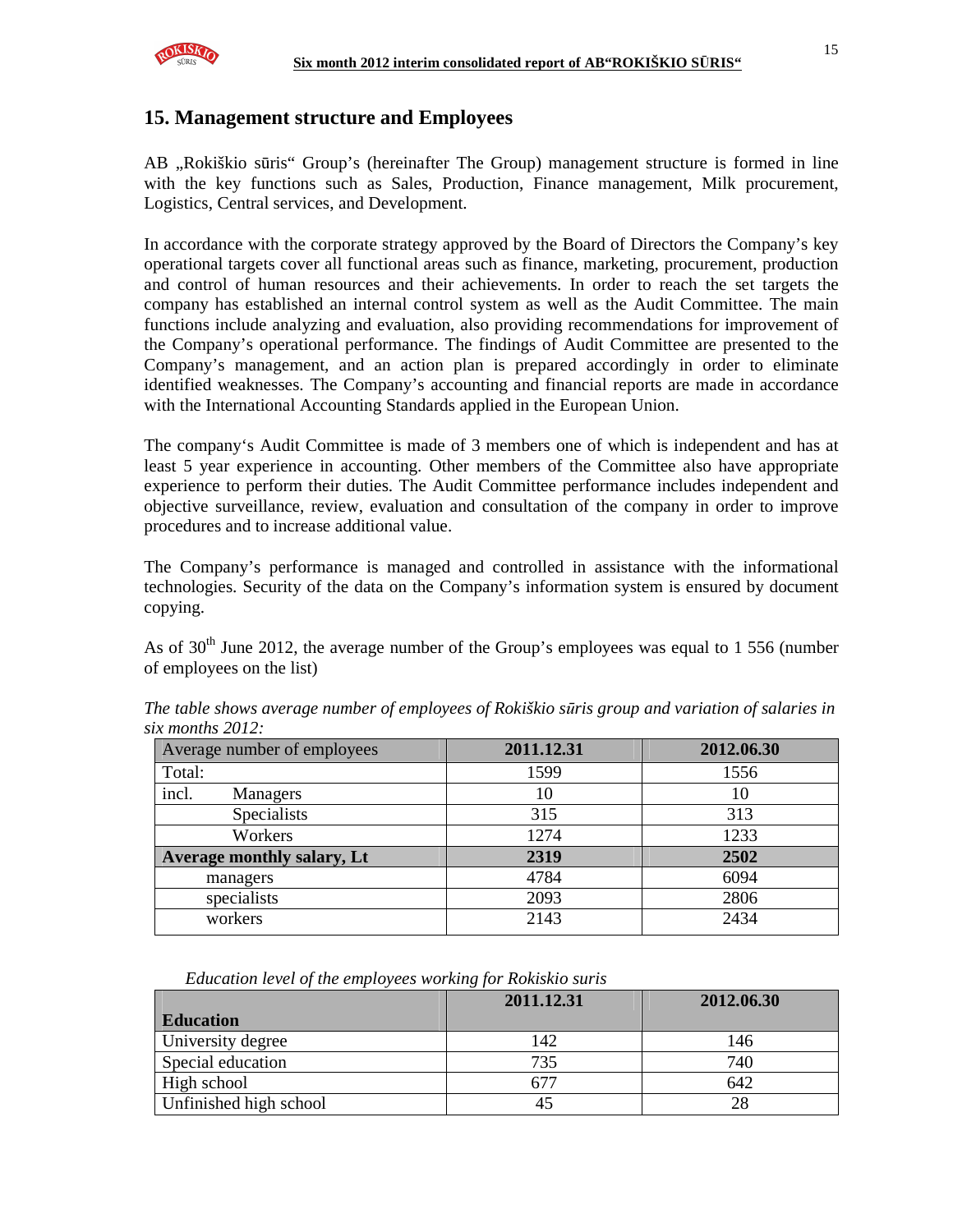## 15. Management structure and Employees

AB „Rokiškio sūris" Group's (hereinafter The Group) management structure is formed in line with the key functions such as Sales, Production, Finance management, Milk procurement, Logistics, Central services, and Development.

In accordance with the corporate strategy approved by the Board of Directors the Company's key operational targets cover all functional areas such as finance, marketing, procurement, production and control of human resources and their achievements. In order to reach the set targets the company has established an internal control system as well as the Audit Committee. The main functions include analyzing and evaluation, also providing recommendations for improvement of the Company's operational performance. The findings of Audit Committee are presented to the Company's management, and an action plan is prepared accordingly in order to eliminate identified weaknesses. The Company's accounting and financial reports are made in accordance with the International Accounting Standards applied in the European Union.

The company's Audit Committee is made of 3 members one of which is independent and has at least 5 year experience in accounting. Other members of the Committee also have appropriate experience to perform their duties. The Audit Committee performance includes independent and objective surveillance, review, evaluation and consultation of the company in order to improve procedures and to increase additional value.

The Company's performance is managed and controlled in assistance with the informational technologies. Security of the data on the Company's information system is ensured by document copying.

As of 30th June 2012, the average number of the Group's employees was equal to 1 556 (number of employees on the list)

*The table shows average number of employees of Rokiškio sūris group and variation of salaries in six months 2012:*

| Average number of employees | 2011.12.31 | 2012.06.30 |
|---|---|---|
| Total: | 1599 | 1556 |
| incl. Managers | 10 | 10 |
| Specialists | 315 | 313 |
| Workers | 1274 | 1233 |
| **Average monthly salary, Lt** | **2319** | **2502** |
| managers | 4784 | 6094 |
| specialists | 2093 | 2806 |
| workers | 2143 | 2434 |

*Education level of the employees working for Rokiskio suris*

| Education | 2011.12.31 | 2012.06.30 |
|---|---|---|
| University degree | 142 | 146 |
| Special education | 735 | 740 |
| High school | 677 | 642 |
| Unfinished high school | 45 | 28 |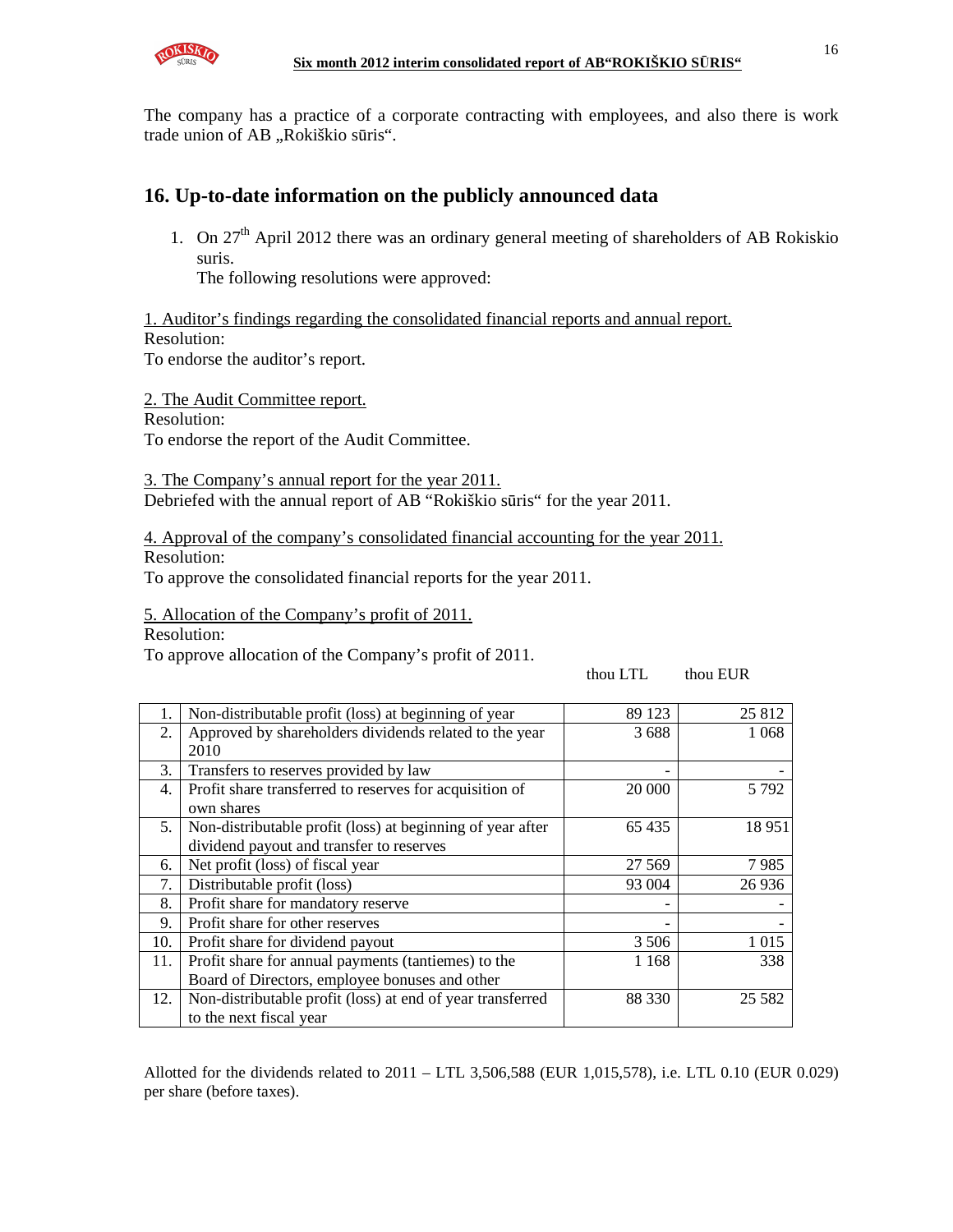The company has a practice of a corporate contracting with employees, and also there is work trade union of AB „Rokiškio sūris".

## 16. Up-to-date information on the publicly announced data

1. On 27[th] April 2012 there was an ordinary general meeting of shareholders of AB Rokiskio suris.
   The following resolutions were approved:

1. Auditor's findings regarding the consolidated financial reports and annual report.
Resolution:
To endorse the auditor's report.

2. The Audit Committee report.
Resolution:
To endorse the report of the Audit Committee.

3. The Company's annual report for the year 2011.
Debriefed with the annual report of AB "Rokiškio sūris" for the year 2011.

4. Approval of the company's consolidated financial accounting for the year 2011.
Resolution:
To approve the consolidated financial reports for the year 2011.

5. Allocation of the Company's profit of 2011.
Resolution:
To approve allocation of the Company's profit of 2011.

| | | thou LTL | thou EUR |
|---|---|---|---|
| 1. | Non-distributable profit (loss) at beginning of year | 89 123 | 25 812 |
| 2. | Approved by shareholders dividends related to the year 2010 | 3 688 | 1 068 |
| 3. | Transfers to reserves provided by law | - | - |
| 4. | Profit share transferred to reserves for acquisition of own shares | 20 000 | 5 792 |
| 5. | Non-distributable profit (loss) at beginning of year after dividend payout and transfer to reserves | 65 435 | 18 951 |
| 6. | Net profit (loss) of fiscal year | 27 569 | 7 985 |
| 7. | Distributable profit (loss) | 93 004 | 26 936 |
| 8. | Profit share for mandatory reserve | - | - |
| 9. | Profit share for other reserves | - | - |
| 10. | Profit share for dividend payout | 3 506 | 1 015 |
| 11. | Profit share for annual payments (tantiemes) to the Board of Directors, employee bonuses and other | 1 168 | 338 |
| 12. | Non-distributable profit (loss) at end of year transferred to the next fiscal year | 88 330 | 25 582 |

Allotted for the dividends related to 2011 – LTL 3,506,588 (EUR 1,015,578), i.e. LTL 0.10 (EUR 0.029) per share (before taxes).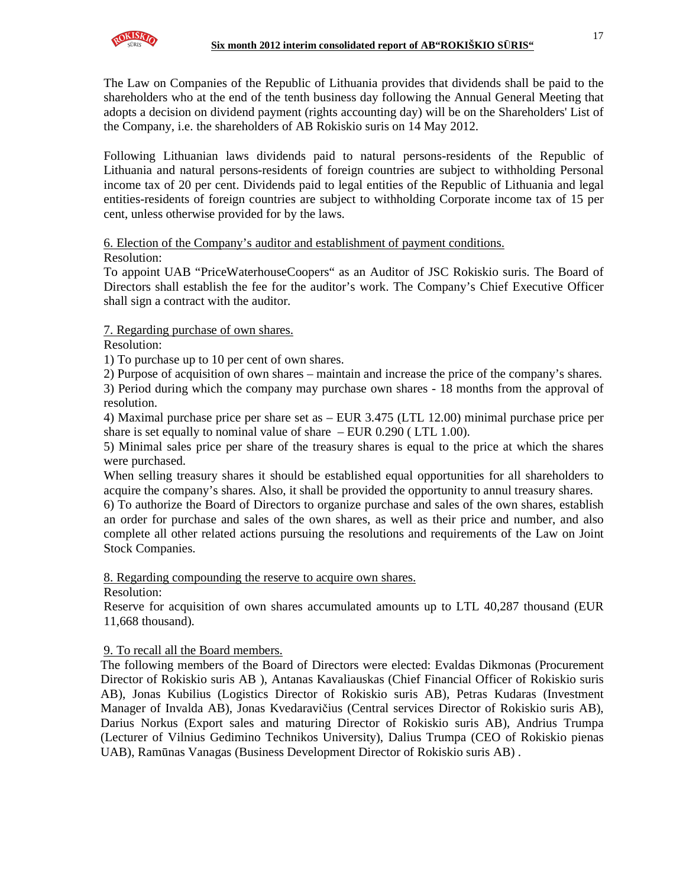The Law on Companies of the Republic of Lithuania provides that dividends shall be paid to the shareholders who at the end of the tenth business day following the Annual General Meeting that adopts a decision on dividend payment (rights accounting day) will be on the Shareholders' List of the Company, i.e. the shareholders of AB Rokiskio suris on 14 May 2012.

Following Lithuanian laws dividends paid to natural persons-residents of the Republic of Lithuania and natural persons-residents of foreign countries are subject to withholding Personal income tax of 20 per cent. Dividends paid to legal entities of the Republic of Lithuania and legal entities-residents of foreign countries are subject to withholding Corporate income tax of 15 per cent, unless otherwise provided for by the laws.

6. Election of the Company's auditor and establishment of payment conditions.

Resolution:

To appoint UAB "PriceWaterhouseCoopers" as an Auditor of JSC Rokiskio suris. The Board of Directors shall establish the fee for the auditor's work. The Company's Chief Executive Officer shall sign a contract with the auditor.

7. Regarding purchase of own shares.

Resolution:

1) To purchase up to 10 per cent of own shares.

2) Purpose of acquisition of own shares – maintain and increase the price of the company's shares.

3) Period during which the company may purchase own shares - 18 months from the approval of resolution.

4) Maximal purchase price per share set as – EUR 3.475 (LTL 12.00) minimal purchase price per share is set equally to nominal value of share – EUR 0.290 ( LTL 1.00).

5) Minimal sales price per share of the treasury shares is equal to the price at which the shares were purchased.

When selling treasury shares it should be established equal opportunities for all shareholders to acquire the company's shares. Also, it shall be provided the opportunity to annul treasury shares.

6) To authorize the Board of Directors to organize purchase and sales of the own shares, establish an order for purchase and sales of the own shares, as well as their price and number, and also complete all other related actions pursuing the resolutions and requirements of the Law on Joint Stock Companies.

8. Regarding compounding the reserve to acquire own shares.

Resolution:

Reserve for acquisition of own shares accumulated amounts up to LTL 40,287 thousand (EUR 11,668 thousand).

9. To recall all the Board members.

The following members of the Board of Directors were elected: Evaldas Dikmonas (Procurement Director of Rokiskio suris AB ), Antanas Kavaliauskas (Chief Financial Officer of Rokiskio suris AB), Jonas Kubilius (Logistics Director of Rokiskio suris AB), Petras Kudaras (Investment Manager of Invalda AB), Jonas Kvedaravičius (Central services Director of Rokiskio suris AB), Darius Norkus (Export sales and maturing Director of Rokiskio suris AB), Andrius Trumpa (Lecturer of Vilnius Gedimino Technikos University), Dalius Trumpa (CEO of Rokiskio pienas UAB), Ramūnas Vanagas (Business Development Director of Rokiskio suris AB) .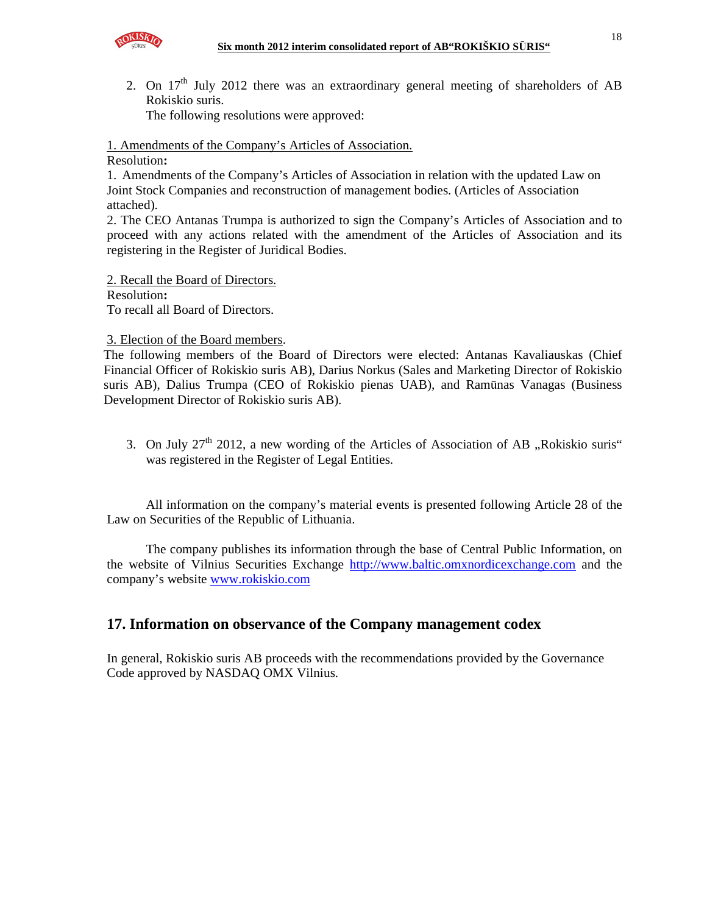2. On 17th July 2012 there was an extraordinary general meeting of shareholders of AB Rokiskio suris.
   The following resolutions were approved:

1. Amendments of the Company's Articles of Association.

Resolution**:**

1. Amendments of the Company's Articles of Association in relation with the updated Law on Joint Stock Companies and reconstruction of management bodies. (Articles of Association attached).

2. The CEO Antanas Trumpa is authorized to sign the Company's Articles of Association and to proceed with any actions related with the amendment of the Articles of Association and its registering in the Register of Juridical Bodies.

2. Recall the Board of Directors.

Resolution**:**

To recall all Board of Directors.

3. Election of the Board members.

The following members of the Board of Directors were elected: Antanas Kavaliauskas (Chief Financial Officer of Rokiskio suris AB), Darius Norkus (Sales and Marketing Director of Rokiskio suris AB), Dalius Trumpa (CEO of Rokiskio pienas UAB), and Ramūnas Vanagas (Business Development Director of Rokiskio suris AB).

3. On July 27th 2012, a new wording of the Articles of Association of AB „Rokiskio suris" was registered in the Register of Legal Entities.

All information on the company's material events is presented following Article 28 of the Law on Securities of the Republic of Lithuania.

The company publishes its information through the base of Central Public Information, on the website of Vilnius Securities Exchange http://www.baltic.omxnordicexchange.com and the company's website www.rokiskio.com

## 17. Information on observance of the Company management codex

In general, Rokiskio suris AB proceeds with the recommendations provided by the Governance Code approved by NASDAQ OMX Vilnius.